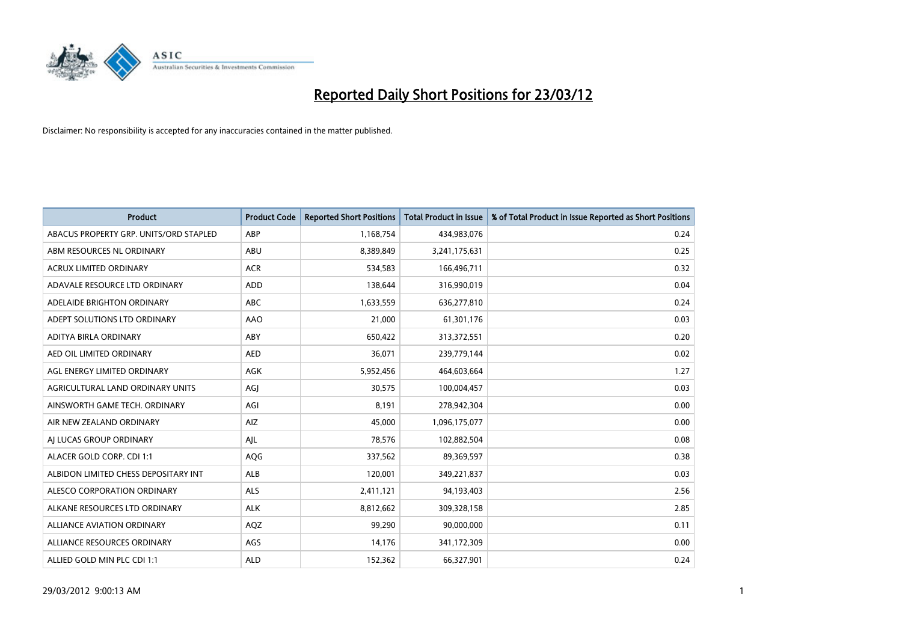# Reported Daily Short Positions for 23/03/12

Disclaimer: No responsibility is accepted for any inaccuracies contained in the matter published.

| Product | Product Code | Reported Short Positions | Total Product in Issue | % of Total Product in Issue Reported as Short Positions |
|---|---|---|---|---|
| ABACUS PROPERTY GRP. UNITS/ORD STAPLED | ABP | 1,168,754 | 434,983,076 | 0.24 |
| ABM RESOURCES NL ORDINARY | ABU | 8,389,849 | 3,241,175,631 | 0.25 |
| ACRUX LIMITED ORDINARY | ACR | 534,583 | 166,496,711 | 0.32 |
| ADAVALE RESOURCE LTD ORDINARY | ADD | 138,644 | 316,990,019 | 0.04 |
| ADELAIDE BRIGHTON ORDINARY | ABC | 1,633,559 | 636,277,810 | 0.24 |
| ADEPT SOLUTIONS LTD ORDINARY | AAO | 21,000 | 61,301,176 | 0.03 |
| ADITYA BIRLA ORDINARY | ABY | 650,422 | 313,372,551 | 0.20 |
| AED OIL LIMITED ORDINARY | AED | 36,071 | 239,779,144 | 0.02 |
| AGL ENERGY LIMITED ORDINARY | AGK | 5,952,456 | 464,603,664 | 1.27 |
| AGRICULTURAL LAND ORDINARY UNITS | AGJ | 30,575 | 100,004,457 | 0.03 |
| AINSWORTH GAME TECH. ORDINARY | AGI | 8,191 | 278,942,304 | 0.00 |
| AIR NEW ZEALAND ORDINARY | AIZ | 45,000 | 1,096,175,077 | 0.00 |
| AJ LUCAS GROUP ORDINARY | AJL | 78,576 | 102,882,504 | 0.08 |
| ALACER GOLD CORP. CDI 1:1 | AQG | 337,562 | 89,369,597 | 0.38 |
| ALBIDON LIMITED CHESS DEPOSITARY INT | ALB | 120,001 | 349,221,837 | 0.03 |
| ALESCO CORPORATION ORDINARY | ALS | 2,411,121 | 94,193,403 | 2.56 |
| ALKANE RESOURCES LTD ORDINARY | ALK | 8,812,662 | 309,328,158 | 2.85 |
| ALLIANCE AVIATION ORDINARY | AQZ | 99,290 | 90,000,000 | 0.11 |
| ALLIANCE RESOURCES ORDINARY | AGS | 14,176 | 341,172,309 | 0.00 |
| ALLIED GOLD MIN PLC CDI 1:1 | ALD | 152,362 | 66,327,901 | 0.24 |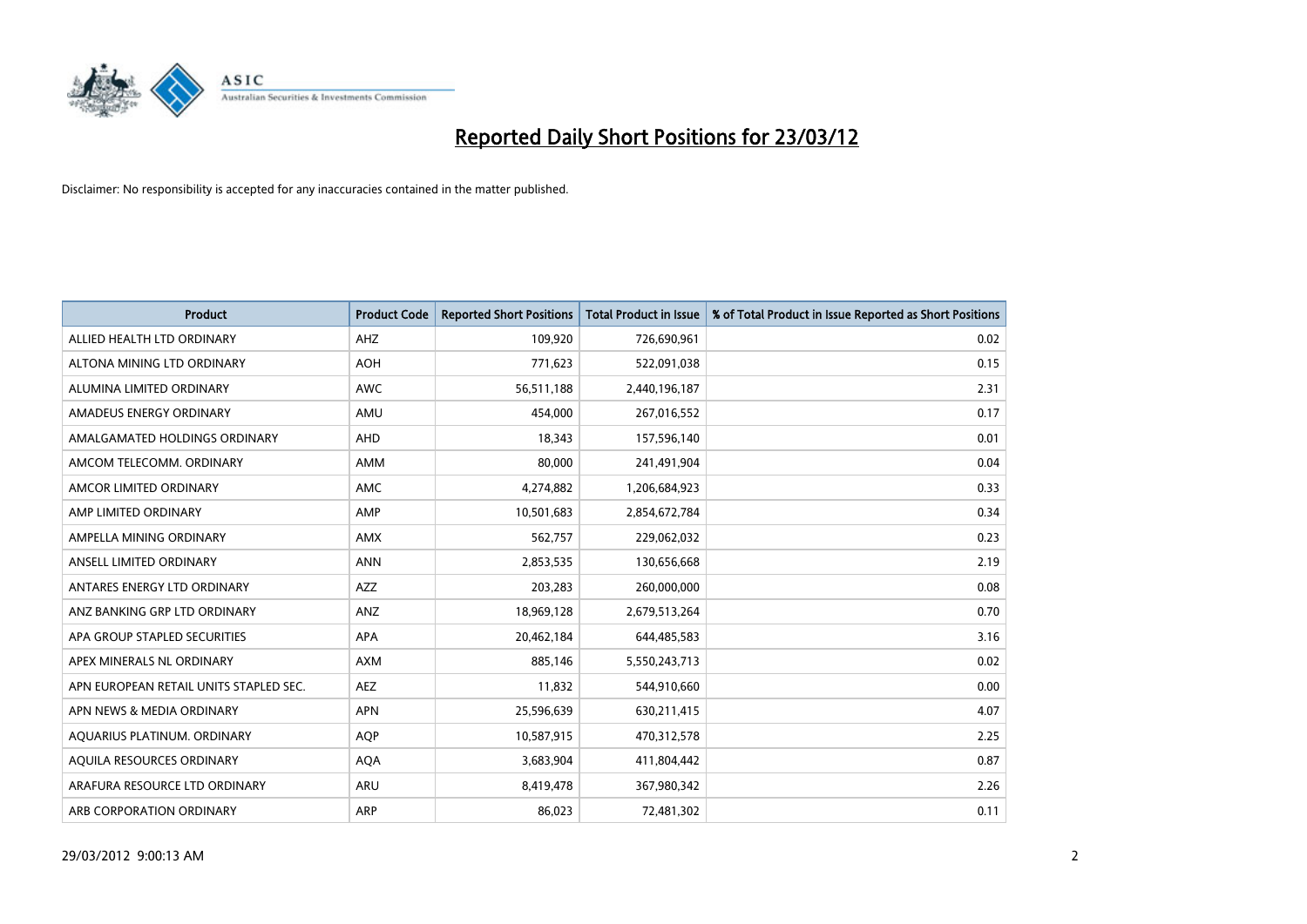# Reported Daily Short Positions for 23/03/12

Disclaimer: No responsibility is accepted for any inaccuracies contained in the matter published.

| Product | Product Code | Reported Short Positions | Total Product in Issue | % of Total Product in Issue Reported as Short Positions |
|---|---|---|---|---|
| ALLIED HEALTH LTD ORDINARY | AHZ | 109,920 | 726,690,961 | 0.02 |
| ALTONA MINING LTD ORDINARY | AOH | 771,623 | 522,091,038 | 0.15 |
| ALUMINA LIMITED ORDINARY | AWC | 56,511,188 | 2,440,196,187 | 2.31 |
| AMADEUS ENERGY ORDINARY | AMU | 454,000 | 267,016,552 | 0.17 |
| AMALGAMATED HOLDINGS ORDINARY | AHD | 18,343 | 157,596,140 | 0.01 |
| AMCOM TELECOMM. ORDINARY | AMM | 80,000 | 241,491,904 | 0.04 |
| AMCOR LIMITED ORDINARY | AMC | 4,274,882 | 1,206,684,923 | 0.33 |
| AMP LIMITED ORDINARY | AMP | 10,501,683 | 2,854,672,784 | 0.34 |
| AMPELLA MINING ORDINARY | AMX | 562,757 | 229,062,032 | 0.23 |
| ANSELL LIMITED ORDINARY | ANN | 2,853,535 | 130,656,668 | 2.19 |
| ANTARES ENERGY LTD ORDINARY | AZZ | 203,283 | 260,000,000 | 0.08 |
| ANZ BANKING GRP LTD ORDINARY | ANZ | 18,969,128 | 2,679,513,264 | 0.70 |
| APA GROUP STAPLED SECURITIES | APA | 20,462,184 | 644,485,583 | 3.16 |
| APEX MINERALS NL ORDINARY | AXM | 885,146 | 5,550,243,713 | 0.02 |
| APN EUROPEAN RETAIL UNITS STAPLED SEC. | AEZ | 11,832 | 544,910,660 | 0.00 |
| APN NEWS & MEDIA ORDINARY | APN | 25,596,639 | 630,211,415 | 4.07 |
| AQUARIUS PLATINUM. ORDINARY | AQP | 10,587,915 | 470,312,578 | 2.25 |
| AQUILA RESOURCES ORDINARY | AQA | 3,683,904 | 411,804,442 | 0.87 |
| ARAFURA RESOURCE LTD ORDINARY | ARU | 8,419,478 | 367,980,342 | 2.26 |
| ARB CORPORATION ORDINARY | ARP | 86,023 | 72,481,302 | 0.11 |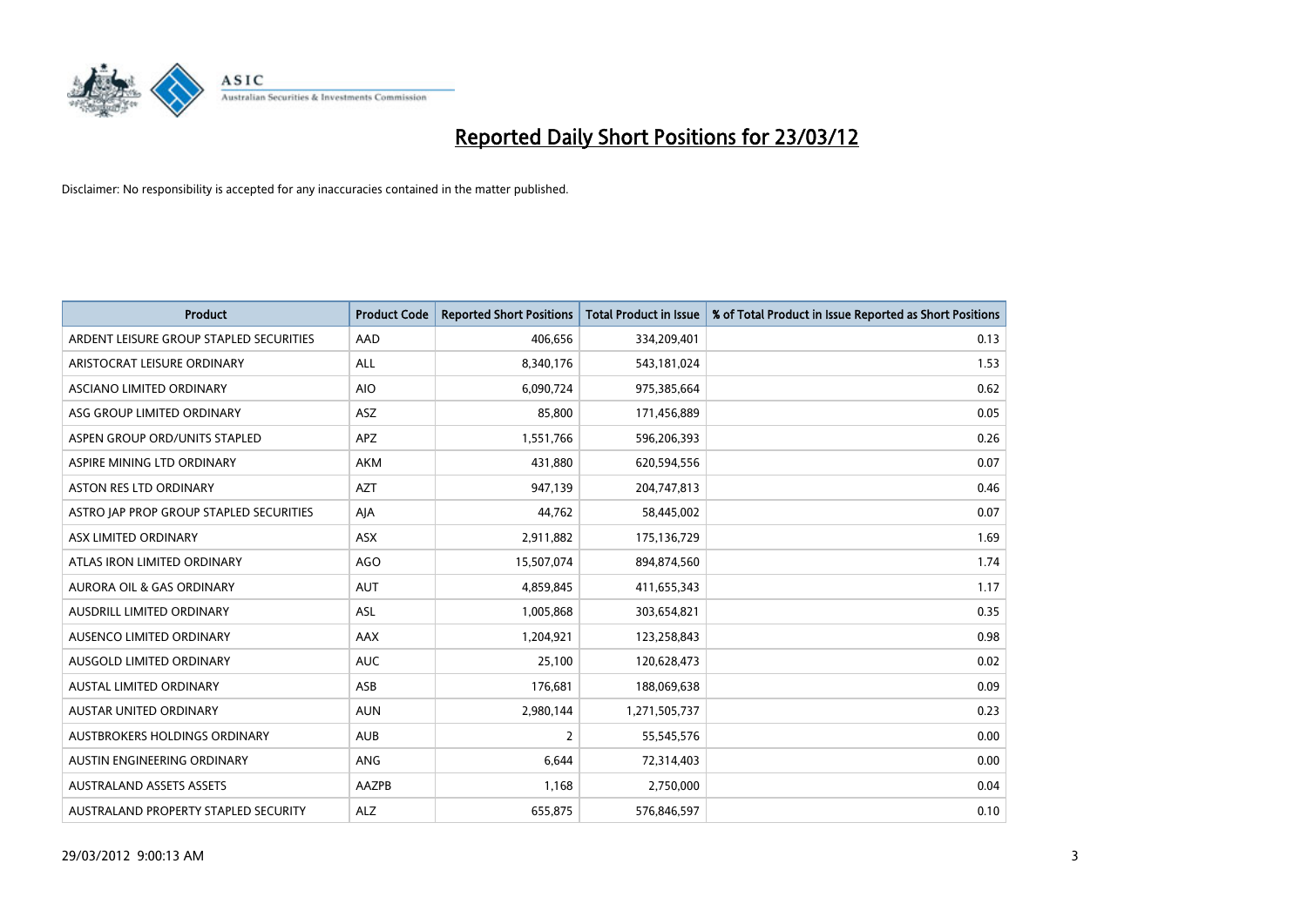# Reported Daily Short Positions for 23/03/12

Disclaimer: No responsibility is accepted for any inaccuracies contained in the matter published.

| Product | Product Code | Reported Short Positions | Total Product in Issue | % of Total Product in Issue Reported as Short Positions |
|---|---|---|---|---|
| ARDENT LEISURE GROUP STAPLED SECURITIES | AAD | 406,656 | 334,209,401 | 0.13 |
| ARISTOCRAT LEISURE ORDINARY | ALL | 8,340,176 | 543,181,024 | 1.53 |
| ASCIANO LIMITED ORDINARY | AIO | 6,090,724 | 975,385,664 | 0.62 |
| ASG GROUP LIMITED ORDINARY | ASZ | 85,800 | 171,456,889 | 0.05 |
| ASPEN GROUP ORD/UNITS STAPLED | APZ | 1,551,766 | 596,206,393 | 0.26 |
| ASPIRE MINING LTD ORDINARY | AKM | 431,880 | 620,594,556 | 0.07 |
| ASTON RES LTD ORDINARY | AZT | 947,139 | 204,747,813 | 0.46 |
| ASTRO JAP PROP GROUP STAPLED SECURITIES | AJA | 44,762 | 58,445,002 | 0.07 |
| ASX LIMITED ORDINARY | ASX | 2,911,882 | 175,136,729 | 1.69 |
| ATLAS IRON LIMITED ORDINARY | AGO | 15,507,074 | 894,874,560 | 1.74 |
| AURORA OIL & GAS ORDINARY | AUT | 4,859,845 | 411,655,343 | 1.17 |
| AUSDRILL LIMITED ORDINARY | ASL | 1,005,868 | 303,654,821 | 0.35 |
| AUSENCO LIMITED ORDINARY | AAX | 1,204,921 | 123,258,843 | 0.98 |
| AUSGOLD LIMITED ORDINARY | AUC | 25,100 | 120,628,473 | 0.02 |
| AUSTAL LIMITED ORDINARY | ASB | 176,681 | 188,069,638 | 0.09 |
| AUSTAR UNITED ORDINARY | AUN | 2,980,144 | 1,271,505,737 | 0.23 |
| AUSTBROKERS HOLDINGS ORDINARY | AUB | 2 | 55,545,576 | 0.00 |
| AUSTIN ENGINEERING ORDINARY | ANG | 6,644 | 72,314,403 | 0.00 |
| AUSTRALAND ASSETS ASSETS | AAZPB | 1,168 | 2,750,000 | 0.04 |
| AUSTRALAND PROPERTY STAPLED SECURITY | ALZ | 655,875 | 576,846,597 | 0.10 |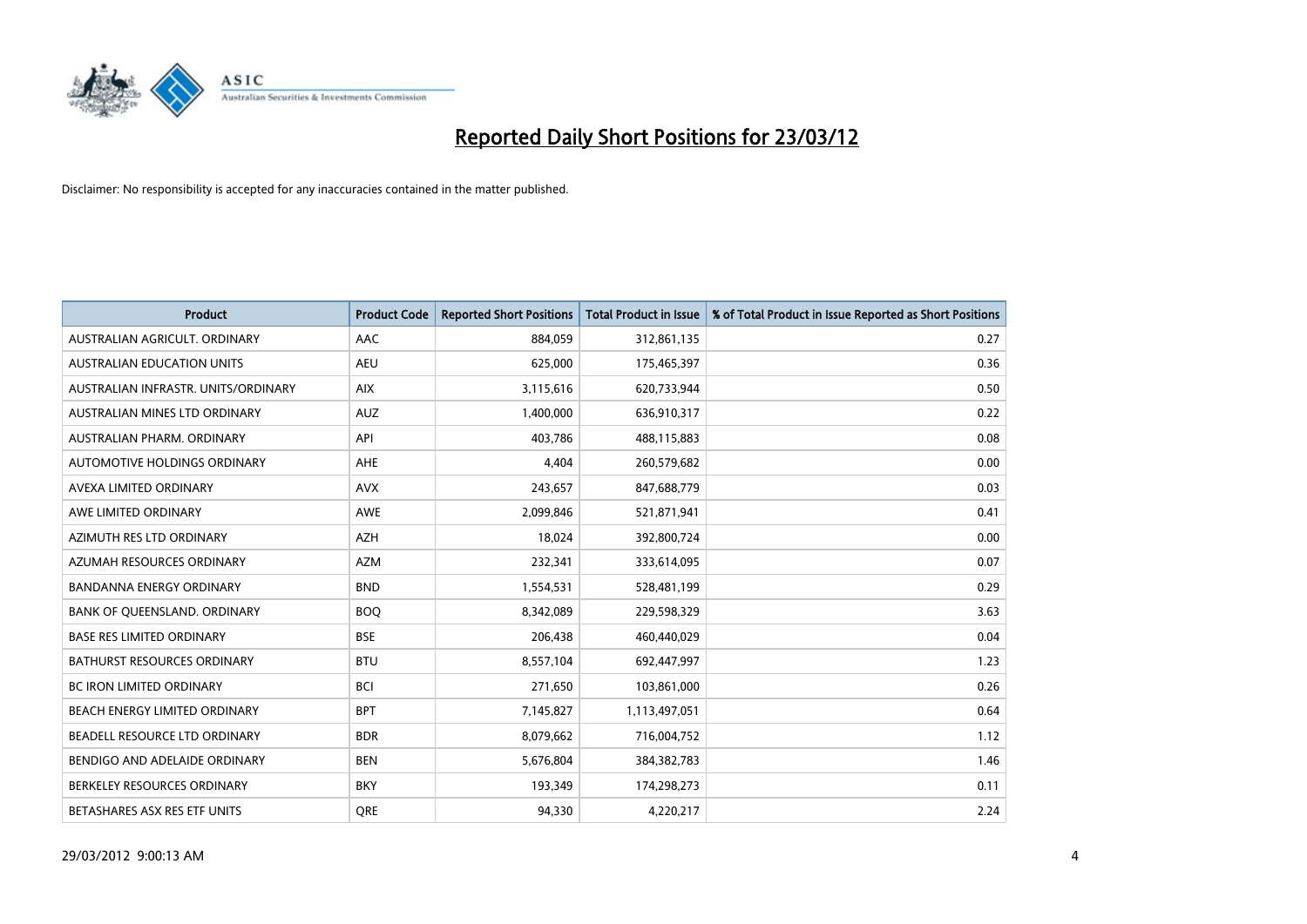# Reported Daily Short Positions for 23/03/12

Disclaimer: No responsibility is accepted for any inaccuracies contained in the matter published.

| Product | Product Code | Reported Short Positions | Total Product in Issue | % of Total Product in Issue Reported as Short Positions |
|---|---|---|---|---|
| AUSTRALIAN AGRICULT. ORDINARY | AAC | 884,059 | 312,861,135 | 0.27 |
| AUSTRALIAN EDUCATION UNITS | AEU | 625,000 | 175,465,397 | 0.36 |
| AUSTRALIAN INFRASTR. UNITS/ORDINARY | AIX | 3,115,616 | 620,733,944 | 0.50 |
| AUSTRALIAN MINES LTD ORDINARY | AUZ | 1,400,000 | 636,910,317 | 0.22 |
| AUSTRALIAN PHARM. ORDINARY | API | 403,786 | 488,115,883 | 0.08 |
| AUTOMOTIVE HOLDINGS ORDINARY | AHE | 4,404 | 260,579,682 | 0.00 |
| AVEXA LIMITED ORDINARY | AVX | 243,657 | 847,688,779 | 0.03 |
| AWE LIMITED ORDINARY | AWE | 2,099,846 | 521,871,941 | 0.41 |
| AZIMUTH RES LTD ORDINARY | AZH | 18,024 | 392,800,724 | 0.00 |
| AZUMAH RESOURCES ORDINARY | AZM | 232,341 | 333,614,095 | 0.07 |
| BANDANNA ENERGY ORDINARY | BND | 1,554,531 | 528,481,199 | 0.29 |
| BANK OF QUEENSLAND. ORDINARY | BOQ | 8,342,089 | 229,598,329 | 3.63 |
| BASE RES LIMITED ORDINARY | BSE | 206,438 | 460,440,029 | 0.04 |
| BATHURST RESOURCES ORDINARY | BTU | 8,557,104 | 692,447,997 | 1.23 |
| BC IRON LIMITED ORDINARY | BCI | 271,650 | 103,861,000 | 0.26 |
| BEACH ENERGY LIMITED ORDINARY | BPT | 7,145,827 | 1,113,497,051 | 0.64 |
| BEADELL RESOURCE LTD ORDINARY | BDR | 8,079,662 | 716,004,752 | 1.12 |
| BENDIGO AND ADELAIDE ORDINARY | BEN | 5,676,804 | 384,382,783 | 1.46 |
| BERKELEY RESOURCES ORDINARY | BKY | 193,349 | 174,298,273 | 0.11 |
| BETASHARES ASX RES ETF UNITS | QRE | 94,330 | 4,220,217 | 2.24 |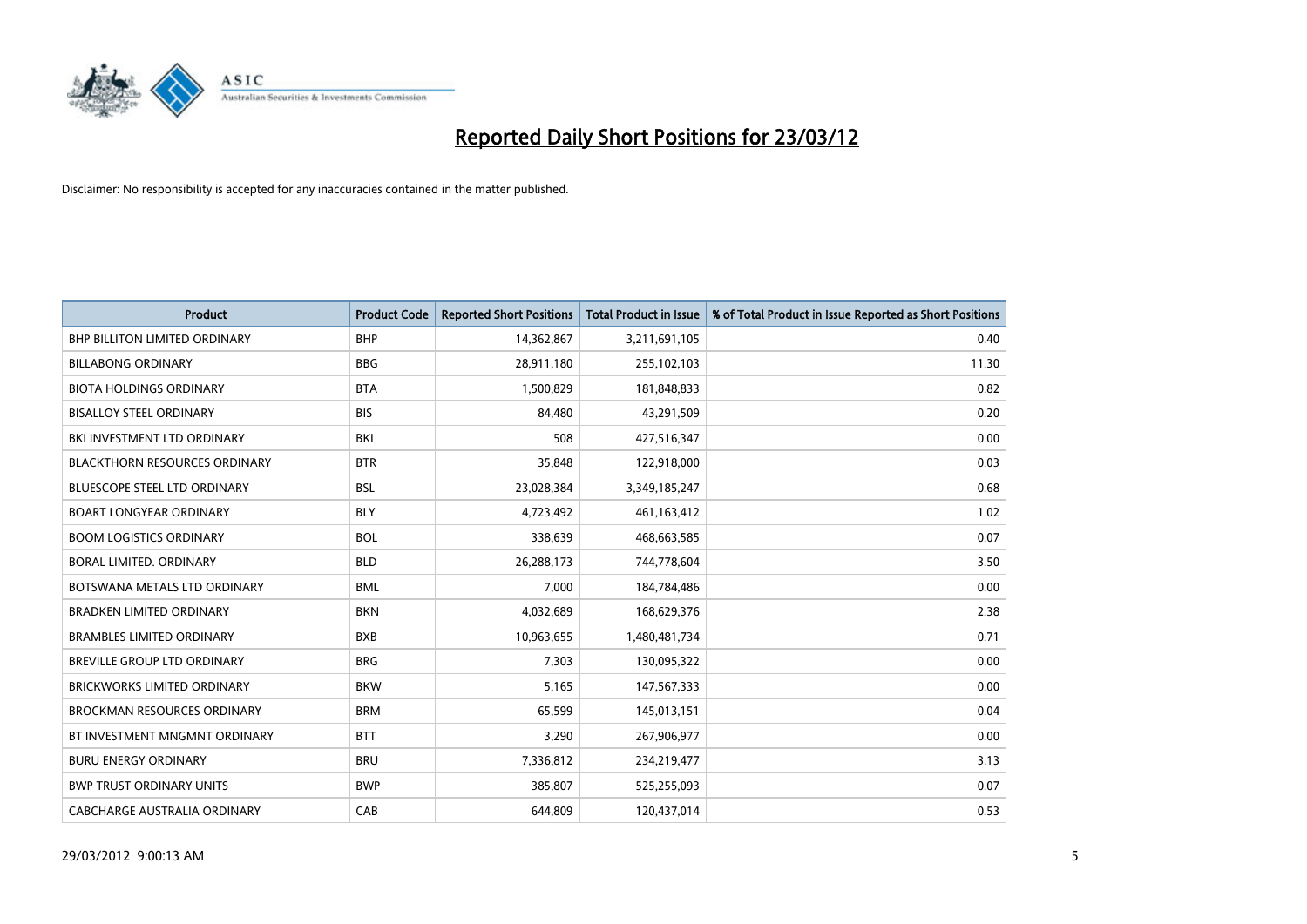# Reported Daily Short Positions for 23/03/12

Disclaimer: No responsibility is accepted for any inaccuracies contained in the matter published.

| Product | Product Code | Reported Short Positions | Total Product in Issue | % of Total Product in Issue Reported as Short Positions |
|---|---|---|---|---|
| BHP BILLITON LIMITED ORDINARY | BHP | 14,362,867 | 3,211,691,105 | 0.40 |
| BILLABONG ORDINARY | BBG | 28,911,180 | 255,102,103 | 11.30 |
| BIOTA HOLDINGS ORDINARY | BTA | 1,500,829 | 181,848,833 | 0.82 |
| BISALLOY STEEL ORDINARY | BIS | 84,480 | 43,291,509 | 0.20 |
| BKI INVESTMENT LTD ORDINARY | BKI | 508 | 427,516,347 | 0.00 |
| BLACKTHORN RESOURCES ORDINARY | BTR | 35,848 | 122,918,000 | 0.03 |
| BLUESCOPE STEEL LTD ORDINARY | BSL | 23,028,384 | 3,349,185,247 | 0.68 |
| BOART LONGYEAR ORDINARY | BLY | 4,723,492 | 461,163,412 | 1.02 |
| BOOM LOGISTICS ORDINARY | BOL | 338,639 | 468,663,585 | 0.07 |
| BORAL LIMITED. ORDINARY | BLD | 26,288,173 | 744,778,604 | 3.50 |
| BOTSWANA METALS LTD ORDINARY | BML | 7,000 | 184,784,486 | 0.00 |
| BRADKEN LIMITED ORDINARY | BKN | 4,032,689 | 168,629,376 | 2.38 |
| BRAMBLES LIMITED ORDINARY | BXB | 10,963,655 | 1,480,481,734 | 0.71 |
| BREVILLE GROUP LTD ORDINARY | BRG | 7,303 | 130,095,322 | 0.00 |
| BRICKWORKS LIMITED ORDINARY | BKW | 5,165 | 147,567,333 | 0.00 |
| BROCKMAN RESOURCES ORDINARY | BRM | 65,599 | 145,013,151 | 0.04 |
| BT INVESTMENT MNGMNT ORDINARY | BTT | 3,290 | 267,906,977 | 0.00 |
| BURU ENERGY ORDINARY | BRU | 7,336,812 | 234,219,477 | 3.13 |
| BWP TRUST ORDINARY UNITS | BWP | 385,807 | 525,255,093 | 0.07 |
| CABCHARGE AUSTRALIA ORDINARY | CAB | 644,809 | 120,437,014 | 0.53 |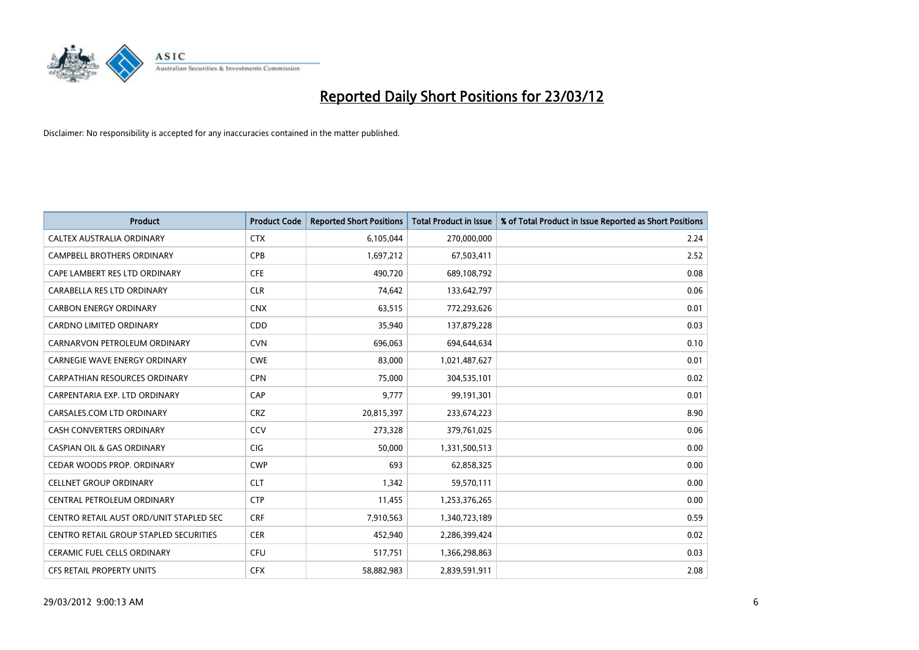# Reported Daily Short Positions for 23/03/12

Disclaimer: No responsibility is accepted for any inaccuracies contained in the matter published.

| Product | Product Code | Reported Short Positions | Total Product in Issue | % of Total Product in Issue Reported as Short Positions |
| --- | --- | --- | --- | --- |
| CALTEX AUSTRALIA ORDINARY | CTX | 6,105,044 | 270,000,000 | 2.24 |
| CAMPBELL BROTHERS ORDINARY | CPB | 1,697,212 | 67,503,411 | 2.52 |
| CAPE LAMBERT RES LTD ORDINARY | CFE | 490,720 | 689,108,792 | 0.08 |
| CARABELLA RES LTD ORDINARY | CLR | 74,642 | 133,642,797 | 0.06 |
| CARBON ENERGY ORDINARY | CNX | 63,515 | 772,293,626 | 0.01 |
| CARDNO LIMITED ORDINARY | CDD | 35,940 | 137,879,228 | 0.03 |
| CARNARVON PETROLEUM ORDINARY | CVN | 696,063 | 694,644,634 | 0.10 |
| CARNEGIE WAVE ENERGY ORDINARY | CWE | 83,000 | 1,021,487,627 | 0.01 |
| CARPATHIAN RESOURCES ORDINARY | CPN | 75,000 | 304,535,101 | 0.02 |
| CARPENTARIA EXP. LTD ORDINARY | CAP | 9,777 | 99,191,301 | 0.01 |
| CARSALES.COM LTD ORDINARY | CRZ | 20,815,397 | 233,674,223 | 8.90 |
| CASH CONVERTERS ORDINARY | CCV | 273,328 | 379,761,025 | 0.06 |
| CASPIAN OIL & GAS ORDINARY | CIG | 50,000 | 1,331,500,513 | 0.00 |
| CEDAR WOODS PROP. ORDINARY | CWP | 693 | 62,858,325 | 0.00 |
| CELLNET GROUP ORDINARY | CLT | 1,342 | 59,570,111 | 0.00 |
| CENTRAL PETROLEUM ORDINARY | CTP | 11,455 | 1,253,376,265 | 0.00 |
| CENTRO RETAIL AUST ORD/UNIT STAPLED SEC | CRF | 7,910,563 | 1,340,723,189 | 0.59 |
| CENTRO RETAIL GROUP STAPLED SECURITIES | CER | 452,940 | 2,286,399,424 | 0.02 |
| CERAMIC FUEL CELLS ORDINARY | CFU | 517,751 | 1,366,298,863 | 0.03 |
| CFS RETAIL PROPERTY UNITS | CFX | 58,882,983 | 2,839,591,911 | 2.08 |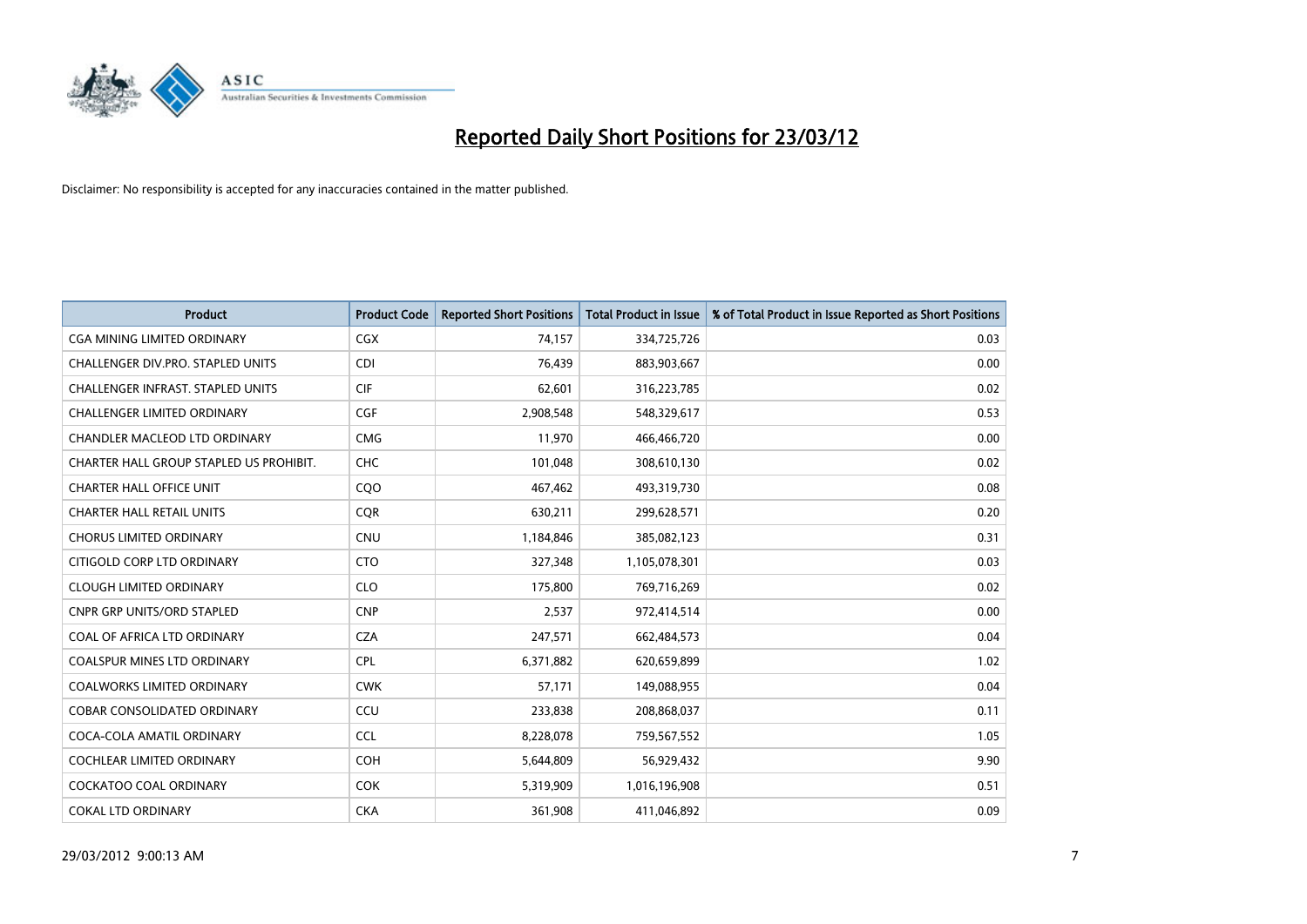# Reported Daily Short Positions for 23/03/12

Disclaimer: No responsibility is accepted for any inaccuracies contained in the matter published.

| Product | Product Code | Reported Short Positions | Total Product in Issue | % of Total Product in Issue Reported as Short Positions |
|---|---|---|---|---|
| CGA MINING LIMITED ORDINARY | CGX | 74,157 | 334,725,726 | 0.03 |
| CHALLENGER DIV.PRO. STAPLED UNITS | CDI | 76,439 | 883,903,667 | 0.00 |
| CHALLENGER INFRAST. STAPLED UNITS | CIF | 62,601 | 316,223,785 | 0.02 |
| CHALLENGER LIMITED ORDINARY | CGF | 2,908,548 | 548,329,617 | 0.53 |
| CHANDLER MACLEOD LTD ORDINARY | CMG | 11,970 | 466,466,720 | 0.00 |
| CHARTER HALL GROUP STAPLED US PROHIBIT. | CHC | 101,048 | 308,610,130 | 0.02 |
| CHARTER HALL OFFICE UNIT | CQO | 467,462 | 493,319,730 | 0.08 |
| CHARTER HALL RETAIL UNITS | CQR | 630,211 | 299,628,571 | 0.20 |
| CHORUS LIMITED ORDINARY | CNU | 1,184,846 | 385,082,123 | 0.31 |
| CITIGOLD CORP LTD ORDINARY | CTO | 327,348 | 1,105,078,301 | 0.03 |
| CLOUGH LIMITED ORDINARY | CLO | 175,800 | 769,716,269 | 0.02 |
| CNPR GRP UNITS/ORD STAPLED | CNP | 2,537 | 972,414,514 | 0.00 |
| COAL OF AFRICA LTD ORDINARY | CZA | 247,571 | 662,484,573 | 0.04 |
| COALSPUR MINES LTD ORDINARY | CPL | 6,371,882 | 620,659,899 | 1.02 |
| COALWORKS LIMITED ORDINARY | CWK | 57,171 | 149,088,955 | 0.04 |
| COBAR CONSOLIDATED ORDINARY | CCU | 233,838 | 208,868,037 | 0.11 |
| COCA-COLA AMATIL ORDINARY | CCL | 8,228,078 | 759,567,552 | 1.05 |
| COCHLEAR LIMITED ORDINARY | COH | 5,644,809 | 56,929,432 | 9.90 |
| COCKATOO COAL ORDINARY | COK | 5,319,909 | 1,016,196,908 | 0.51 |
| COKAL LTD ORDINARY | CKA | 361,908 | 411,046,892 | 0.09 |

29/03/2012 9:00:13 AM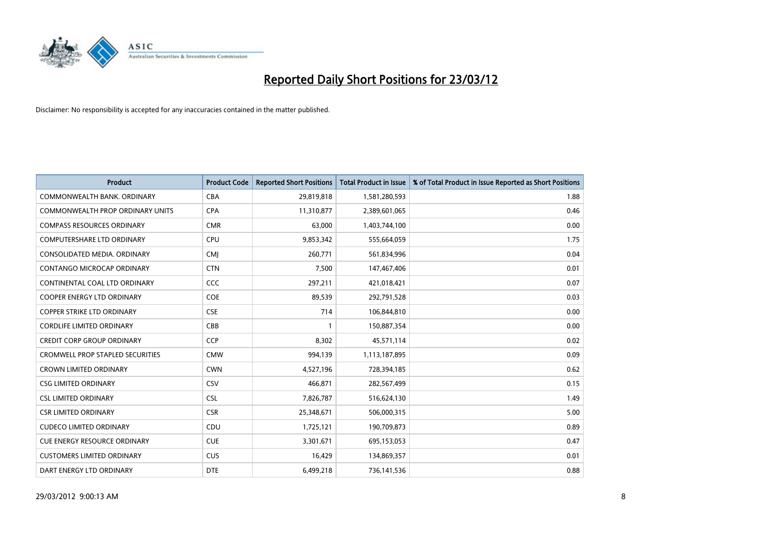# Reported Daily Short Positions for 23/03/12

Disclaimer: No responsibility is accepted for any inaccuracies contained in the matter published.

| Product | Product Code | Reported Short Positions | Total Product in Issue | % of Total Product in Issue Reported as Short Positions |
|---|---|---|---|---|
| COMMONWEALTH BANK. ORDINARY | CBA | 29,819,818 | 1,581,280,593 | 1.88 |
| COMMONWEALTH PROP ORDINARY UNITS | CPA | 11,310,877 | 2,389,601,065 | 0.46 |
| COMPASS RESOURCES ORDINARY | CMR | 63,000 | 1,403,744,100 | 0.00 |
| COMPUTERSHARE LTD ORDINARY | CPU | 9,853,342 | 555,664,059 | 1.75 |
| CONSOLIDATED MEDIA. ORDINARY | CMJ | 260,771 | 561,834,996 | 0.04 |
| CONTANGO MICROCAP ORDINARY | CTN | 7,500 | 147,467,406 | 0.01 |
| CONTINENTAL COAL LTD ORDINARY | CCC | 297,211 | 421,018,421 | 0.07 |
| COOPER ENERGY LTD ORDINARY | COE | 89,539 | 292,791,528 | 0.03 |
| COPPER STRIKE LTD ORDINARY | CSE | 714 | 106,844,810 | 0.00 |
| CORDLIFE LIMITED ORDINARY | CBB | 1 | 150,887,354 | 0.00 |
| CREDIT CORP GROUP ORDINARY | CCP | 8,302 | 45,571,114 | 0.02 |
| CROMWELL PROP STAPLED SECURITIES | CMW | 994,139 | 1,113,187,895 | 0.09 |
| CROWN LIMITED ORDINARY | CWN | 4,527,196 | 728,394,185 | 0.62 |
| CSG LIMITED ORDINARY | CSV | 466,871 | 282,567,499 | 0.15 |
| CSL LIMITED ORDINARY | CSL | 7,826,787 | 516,624,130 | 1.49 |
| CSR LIMITED ORDINARY | CSR | 25,348,671 | 506,000,315 | 5.00 |
| CUDECO LIMITED ORDINARY | CDU | 1,725,121 | 190,709,873 | 0.89 |
| CUE ENERGY RESOURCE ORDINARY | CUE | 3,301,671 | 695,153,053 | 0.47 |
| CUSTOMERS LIMITED ORDINARY | CUS | 16,429 | 134,869,357 | 0.01 |
| DART ENERGY LTD ORDINARY | DTE | 6,499,218 | 736,141,536 | 0.88 |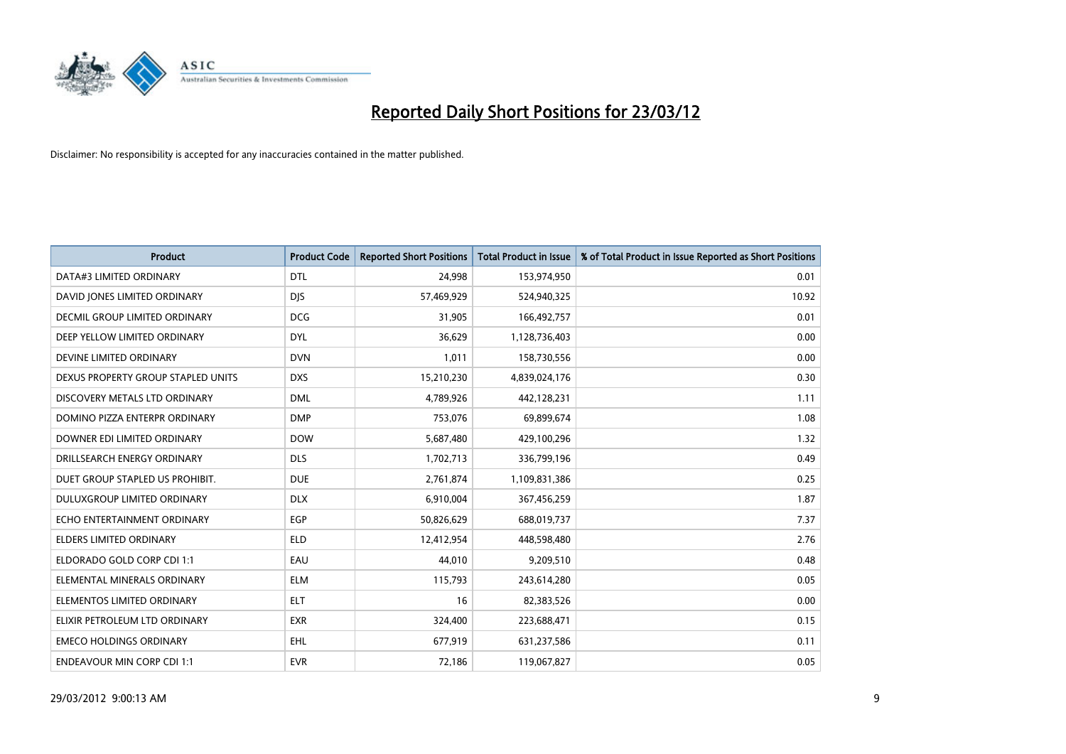# Reported Daily Short Positions for 23/03/12

Disclaimer: No responsibility is accepted for any inaccuracies contained in the matter published.

| Product | Product Code | Reported Short Positions | Total Product in Issue | % of Total Product in Issue Reported as Short Positions |
|---|---|---|---|---|
| DATA#3 LIMITED ORDINARY | DTL | 24,998 | 153,974,950 | 0.01 |
| DAVID JONES LIMITED ORDINARY | DJS | 57,469,929 | 524,940,325 | 10.92 |
| DECMIL GROUP LIMITED ORDINARY | DCG | 31,905 | 166,492,757 | 0.01 |
| DEEP YELLOW LIMITED ORDINARY | DYL | 36,629 | 1,128,736,403 | 0.00 |
| DEVINE LIMITED ORDINARY | DVN | 1,011 | 158,730,556 | 0.00 |
| DEXUS PROPERTY GROUP STAPLED UNITS | DXS | 15,210,230 | 4,839,024,176 | 0.30 |
| DISCOVERY METALS LTD ORDINARY | DML | 4,789,926 | 442,128,231 | 1.11 |
| DOMINO PIZZA ENTERPR ORDINARY | DMP | 753,076 | 69,899,674 | 1.08 |
| DOWNER EDI LIMITED ORDINARY | DOW | 5,687,480 | 429,100,296 | 1.32 |
| DRILLSEARCH ENERGY ORDINARY | DLS | 1,702,713 | 336,799,196 | 0.49 |
| DUET GROUP STAPLED US PROHIBIT. | DUE | 2,761,874 | 1,109,831,386 | 0.25 |
| DULUXGROUP LIMITED ORDINARY | DLX | 6,910,004 | 367,456,259 | 1.87 |
| ECHO ENTERTAINMENT ORDINARY | EGP | 50,826,629 | 688,019,737 | 7.37 |
| ELDERS LIMITED ORDINARY | ELD | 12,412,954 | 448,598,480 | 2.76 |
| ELDORADO GOLD CORP CDI 1:1 | EAU | 44,010 | 9,209,510 | 0.48 |
| ELEMENTAL MINERALS ORDINARY | ELM | 115,793 | 243,614,280 | 0.05 |
| ELEMENTOS LIMITED ORDINARY | ELT | 16 | 82,383,526 | 0.00 |
| ELIXIR PETROLEUM LTD ORDINARY | EXR | 324,400 | 223,688,471 | 0.15 |
| EMECO HOLDINGS ORDINARY | EHL | 677,919 | 631,237,586 | 0.11 |
| ENDEAVOUR MIN CORP CDI 1:1 | EVR | 72,186 | 119,067,827 | 0.05 |

29/03/2012 9:00:13 AM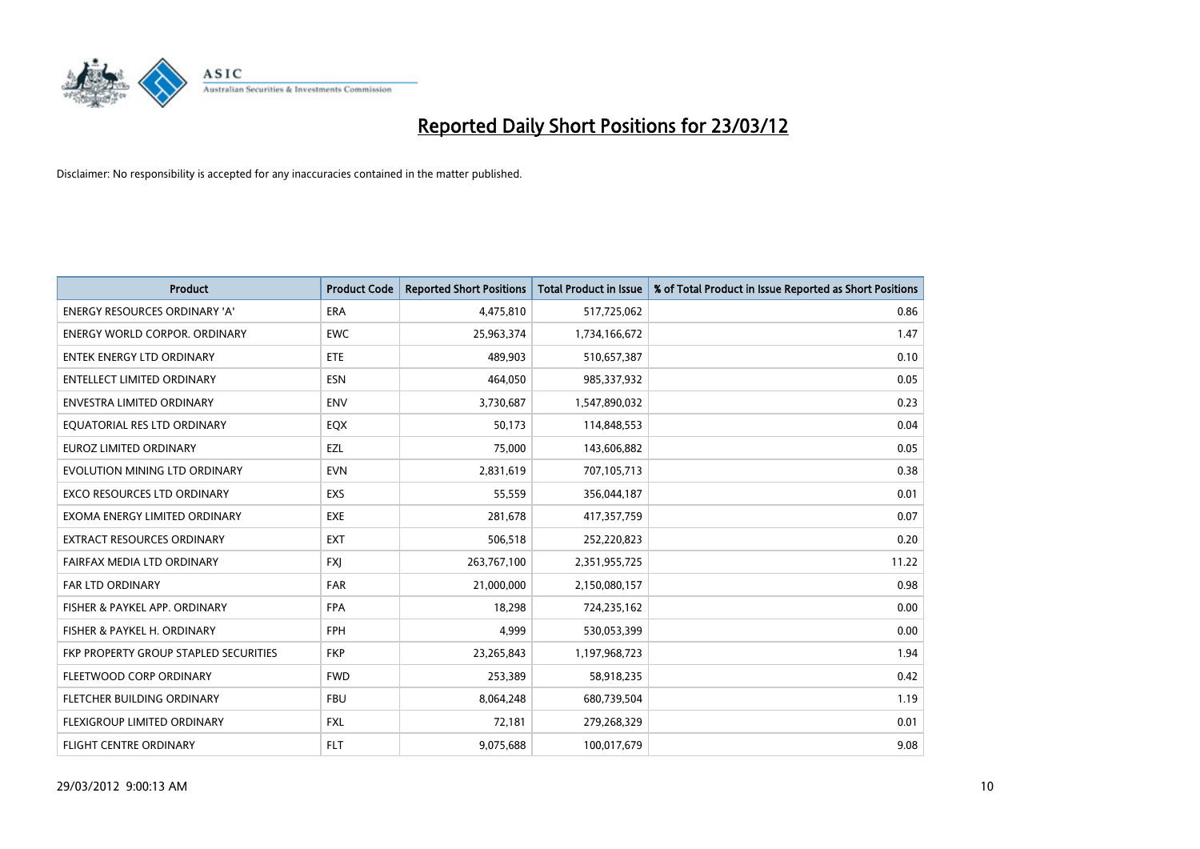# Reported Daily Short Positions for 23/03/12

Disclaimer: No responsibility is accepted for any inaccuracies contained in the matter published.

| Product | Product Code | Reported Short Positions | Total Product in Issue | % of Total Product in Issue Reported as Short Positions |
|---|---|---|---|---|
| ENERGY RESOURCES ORDINARY 'A' | ERA | 4,475,810 | 517,725,062 | 0.86 |
| ENERGY WORLD CORPOR. ORDINARY | EWC | 25,963,374 | 1,734,166,672 | 1.47 |
| ENTEK ENERGY LTD ORDINARY | ETE | 489,903 | 510,657,387 | 0.10 |
| ENTELLECT LIMITED ORDINARY | ESN | 464,050 | 985,337,932 | 0.05 |
| ENVESTRA LIMITED ORDINARY | ENV | 3,730,687 | 1,547,890,032 | 0.23 |
| EQUATORIAL RES LTD ORDINARY | EQX | 50,173 | 114,848,553 | 0.04 |
| EUROZ LIMITED ORDINARY | EZL | 75,000 | 143,606,882 | 0.05 |
| EVOLUTION MINING LTD ORDINARY | EVN | 2,831,619 | 707,105,713 | 0.38 |
| EXCO RESOURCES LTD ORDINARY | EXS | 55,559 | 356,044,187 | 0.01 |
| EXOMA ENERGY LIMITED ORDINARY | EXE | 281,678 | 417,357,759 | 0.07 |
| EXTRACT RESOURCES ORDINARY | EXT | 506,518 | 252,220,823 | 0.20 |
| FAIRFAX MEDIA LTD ORDINARY | FXJ | 263,767,100 | 2,351,955,725 | 11.22 |
| FAR LTD ORDINARY | FAR | 21,000,000 | 2,150,080,157 | 0.98 |
| FISHER & PAYKEL APP. ORDINARY | FPA | 18,298 | 724,235,162 | 0.00 |
| FISHER & PAYKEL H. ORDINARY | FPH | 4,999 | 530,053,399 | 0.00 |
| FKP PROPERTY GROUP STAPLED SECURITIES | FKP | 23,265,843 | 1,197,968,723 | 1.94 |
| FLEETWOOD CORP ORDINARY | FWD | 253,389 | 58,918,235 | 0.42 |
| FLETCHER BUILDING ORDINARY | FBU | 8,064,248 | 680,739,504 | 1.19 |
| FLEXIGROUP LIMITED ORDINARY | FXL | 72,181 | 279,268,329 | 0.01 |
| FLIGHT CENTRE ORDINARY | FLT | 9,075,688 | 100,017,679 | 9.08 |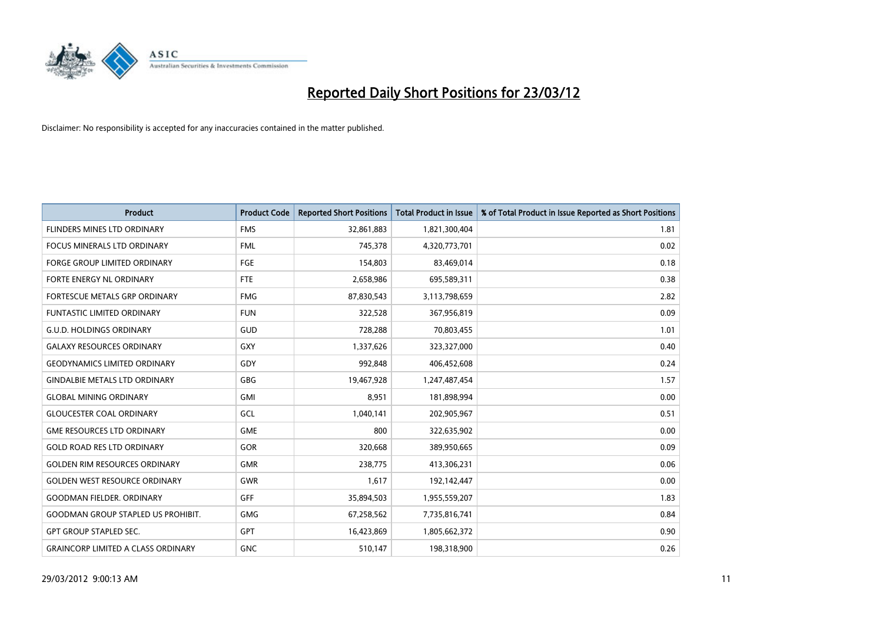# Reported Daily Short Positions for 23/03/12

Disclaimer: No responsibility is accepted for any inaccuracies contained in the matter published.

| Product | Product Code | Reported Short Positions | Total Product in Issue | % of Total Product in Issue Reported as Short Positions |
|---|---|---|---|---|
| FLINDERS MINES LTD ORDINARY | FMS | 32,861,883 | 1,821,300,404 | 1.81 |
| FOCUS MINERALS LTD ORDINARY | FML | 745,378 | 4,320,773,701 | 0.02 |
| FORGE GROUP LIMITED ORDINARY | FGE | 154,803 | 83,469,014 | 0.18 |
| FORTE ENERGY NL ORDINARY | FTE | 2,658,986 | 695,589,311 | 0.38 |
| FORTESCUE METALS GRP ORDINARY | FMG | 87,830,543 | 3,113,798,659 | 2.82 |
| FUNTASTIC LIMITED ORDINARY | FUN | 322,528 | 367,956,819 | 0.09 |
| G.U.D. HOLDINGS ORDINARY | GUD | 728,288 | 70,803,455 | 1.01 |
| GALAXY RESOURCES ORDINARY | GXY | 1,337,626 | 323,327,000 | 0.40 |
| GEODYNAMICS LIMITED ORDINARY | GDY | 992,848 | 406,452,608 | 0.24 |
| GINDALBIE METALS LTD ORDINARY | GBG | 19,467,928 | 1,247,487,454 | 1.57 |
| GLOBAL MINING ORDINARY | GMI | 8,951 | 181,898,994 | 0.00 |
| GLOUCESTER COAL ORDINARY | GCL | 1,040,141 | 202,905,967 | 0.51 |
| GME RESOURCES LTD ORDINARY | GME | 800 | 322,635,902 | 0.00 |
| GOLD ROAD RES LTD ORDINARY | GOR | 320,668 | 389,950,665 | 0.09 |
| GOLDEN RIM RESOURCES ORDINARY | GMR | 238,775 | 413,306,231 | 0.06 |
| GOLDEN WEST RESOURCE ORDINARY | GWR | 1,617 | 192,142,447 | 0.00 |
| GOODMAN FIELDER. ORDINARY | GFF | 35,894,503 | 1,955,559,207 | 1.83 |
| GOODMAN GROUP STAPLED US PROHIBIT. | GMG | 67,258,562 | 7,735,816,741 | 0.84 |
| GPT GROUP STAPLED SEC. | GPT | 16,423,869 | 1,805,662,372 | 0.90 |
| GRAINCORP LIMITED A CLASS ORDINARY | GNC | 510,147 | 198,318,900 | 0.26 |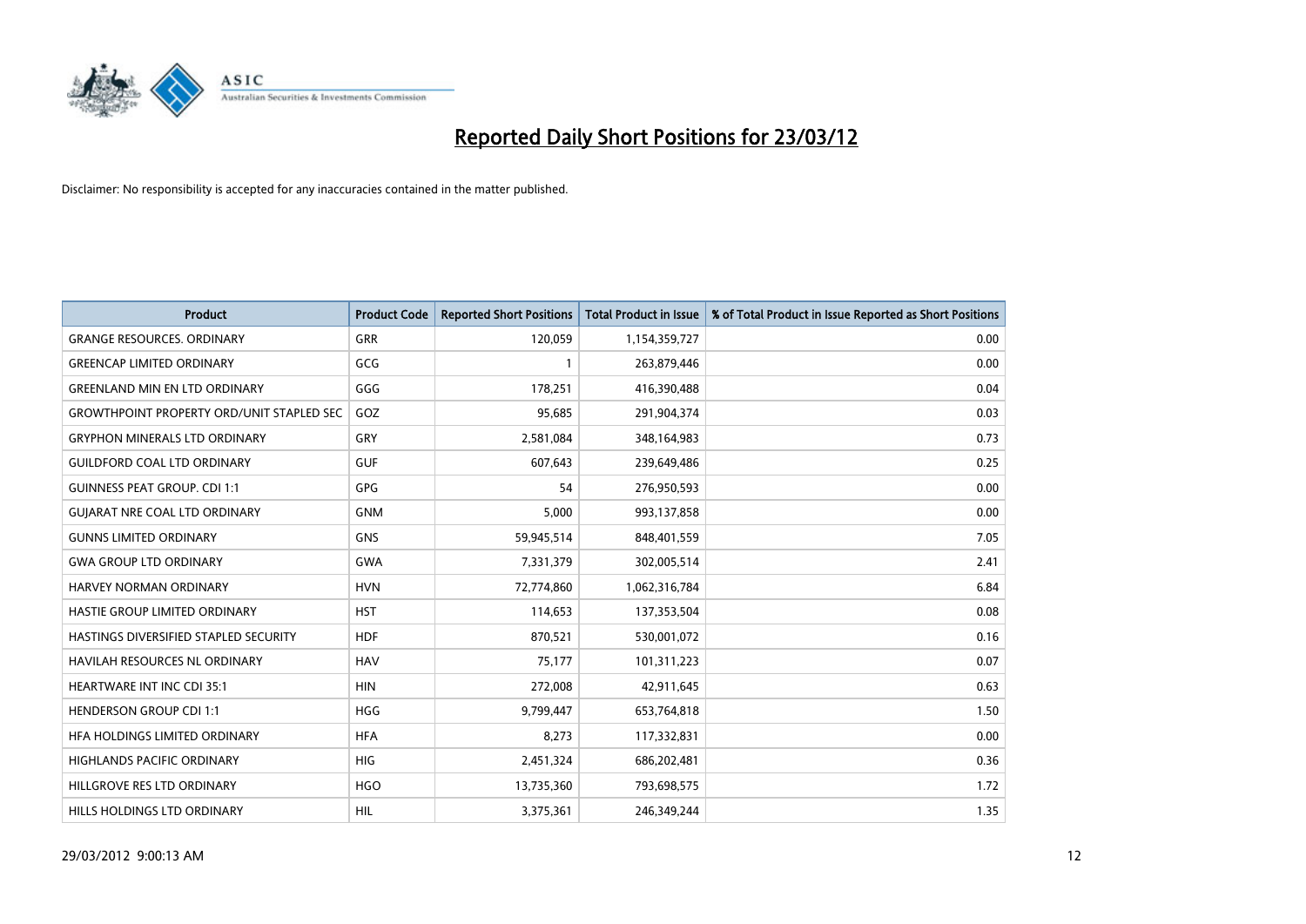# Reported Daily Short Positions for 23/03/12

Disclaimer: No responsibility is accepted for any inaccuracies contained in the matter published.

| Product | Product Code | Reported Short Positions | Total Product in Issue | % of Total Product in Issue Reported as Short Positions |
|---|---|---|---|---|
| GRANGE RESOURCES. ORDINARY | GRR | 120,059 | 1,154,359,727 | 0.00 |
| GREENCAP LIMITED ORDINARY | GCG | 1 | 263,879,446 | 0.00 |
| GREENLAND MIN EN LTD ORDINARY | GGG | 178,251 | 416,390,488 | 0.04 |
| GROWTHPOINT PROPERTY ORD/UNIT STAPLED SEC | GOZ | 95,685 | 291,904,374 | 0.03 |
| GRYPHON MINERALS LTD ORDINARY | GRY | 2,581,084 | 348,164,983 | 0.73 |
| GUILDFORD COAL LTD ORDINARY | GUF | 607,643 | 239,649,486 | 0.25 |
| GUINNESS PEAT GROUP. CDI 1:1 | GPG | 54 | 276,950,593 | 0.00 |
| GUJARAT NRE COAL LTD ORDINARY | GNM | 5,000 | 993,137,858 | 0.00 |
| GUNNS LIMITED ORDINARY | GNS | 59,945,514 | 848,401,559 | 7.05 |
| GWA GROUP LTD ORDINARY | GWA | 7,331,379 | 302,005,514 | 2.41 |
| HARVEY NORMAN ORDINARY | HVN | 72,774,860 | 1,062,316,784 | 6.84 |
| HASTIE GROUP LIMITED ORDINARY | HST | 114,653 | 137,353,504 | 0.08 |
| HASTINGS DIVERSIFIED STAPLED SECURITY | HDF | 870,521 | 530,001,072 | 0.16 |
| HAVILAH RESOURCES NL ORDINARY | HAV | 75,177 | 101,311,223 | 0.07 |
| HEARTWARE INT INC CDI 35:1 | HIN | 272,008 | 42,911,645 | 0.63 |
| HENDERSON GROUP CDI 1:1 | HGG | 9,799,447 | 653,764,818 | 1.50 |
| HFA HOLDINGS LIMITED ORDINARY | HFA | 8,273 | 117,332,831 | 0.00 |
| HIGHLANDS PACIFIC ORDINARY | HIG | 2,451,324 | 686,202,481 | 0.36 |
| HILLGROVE RES LTD ORDINARY | HGO | 13,735,360 | 793,698,575 | 1.72 |
| HILLS HOLDINGS LTD ORDINARY | HIL | 3,375,361 | 246,349,244 | 1.35 |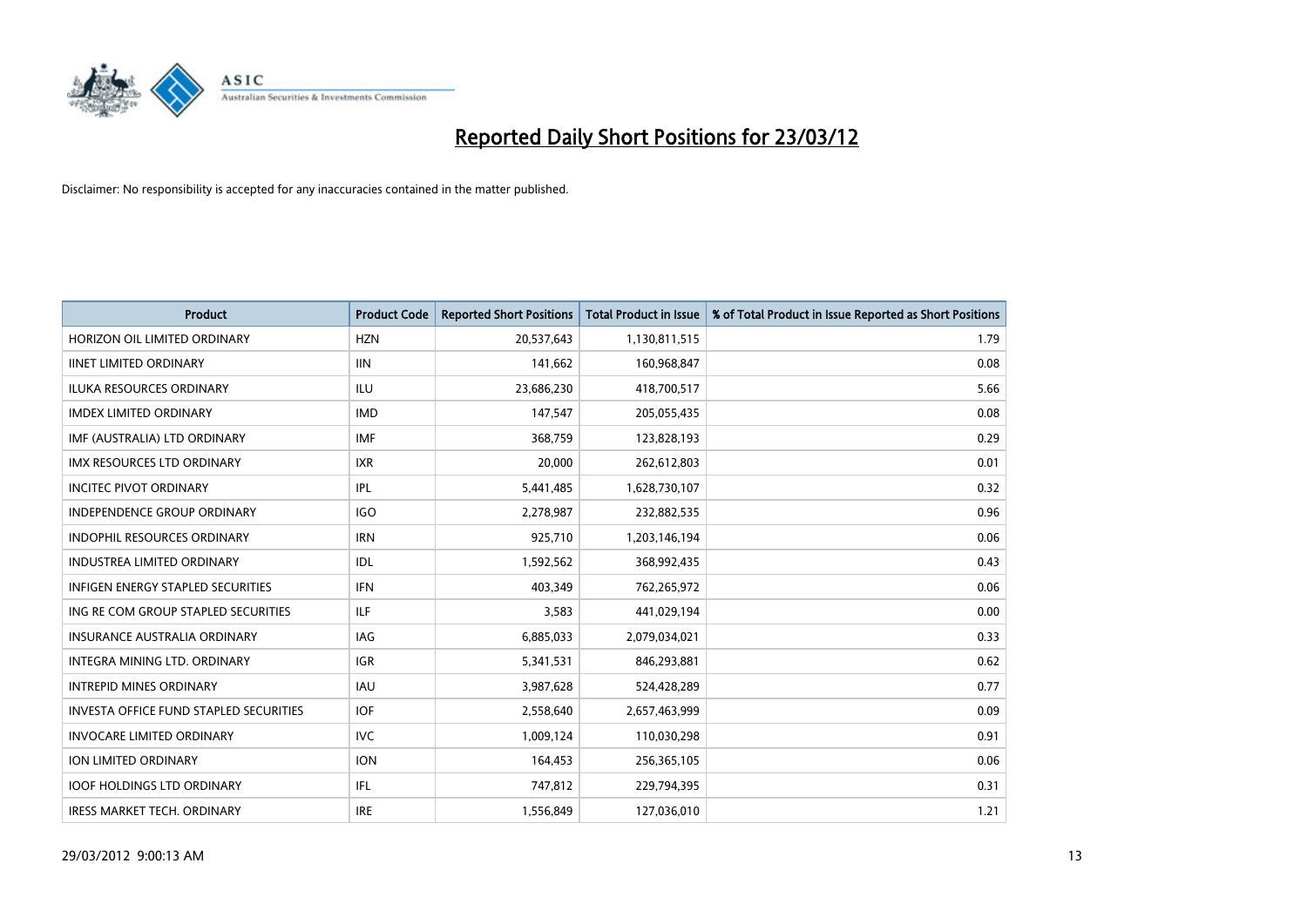# Reported Daily Short Positions for 23/03/12

Disclaimer: No responsibility is accepted for any inaccuracies contained in the matter published.

| Product | Product Code | Reported Short Positions | Total Product in Issue | % of Total Product in Issue Reported as Short Positions |
|---|---|---|---|---|
| HORIZON OIL LIMITED ORDINARY | HZN | 20,537,643 | 1,130,811,515 | 1.79 |
| IINET LIMITED ORDINARY | IIN | 141,662 | 160,968,847 | 0.08 |
| ILUKA RESOURCES ORDINARY | ILU | 23,686,230 | 418,700,517 | 5.66 |
| IMDEX LIMITED ORDINARY | IMD | 147,547 | 205,055,435 | 0.08 |
| IMF (AUSTRALIA) LTD ORDINARY | IMF | 368,759 | 123,828,193 | 0.29 |
| IMX RESOURCES LTD ORDINARY | IXR | 20,000 | 262,612,803 | 0.01 |
| INCITEC PIVOT ORDINARY | IPL | 5,441,485 | 1,628,730,107 | 0.32 |
| INDEPENDENCE GROUP ORDINARY | IGO | 2,278,987 | 232,882,535 | 0.96 |
| INDOPHIL RESOURCES ORDINARY | IRN | 925,710 | 1,203,146,194 | 0.06 |
| INDUSTREA LIMITED ORDINARY | IDL | 1,592,562 | 368,992,435 | 0.43 |
| INFIGEN ENERGY STAPLED SECURITIES | IFN | 403,349 | 762,265,972 | 0.06 |
| ING RE COM GROUP STAPLED SECURITIES | ILF | 3,583 | 441,029,194 | 0.00 |
| INSURANCE AUSTRALIA ORDINARY | IAG | 6,885,033 | 2,079,034,021 | 0.33 |
| INTEGRA MINING LTD. ORDINARY | IGR | 5,341,531 | 846,293,881 | 0.62 |
| INTREPID MINES ORDINARY | IAU | 3,987,628 | 524,428,289 | 0.77 |
| INVESTA OFFICE FUND STAPLED SECURITIES | IOF | 2,558,640 | 2,657,463,999 | 0.09 |
| INVOCARE LIMITED ORDINARY | IVC | 1,009,124 | 110,030,298 | 0.91 |
| ION LIMITED ORDINARY | ION | 164,453 | 256,365,105 | 0.06 |
| IOOF HOLDINGS LTD ORDINARY | IFL | 747,812 | 229,794,395 | 0.31 |
| IRESS MARKET TECH. ORDINARY | IRE | 1,556,849 | 127,036,010 | 1.21 |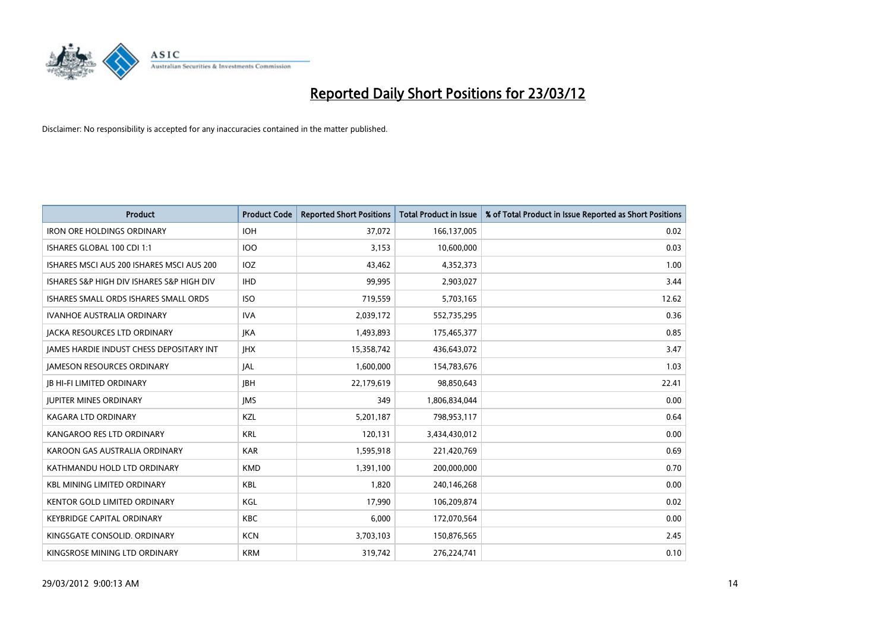# Reported Daily Short Positions for 23/03/12

Disclaimer: No responsibility is accepted for any inaccuracies contained in the matter published.

| Product | Product Code | Reported Short Positions | Total Product in Issue | % of Total Product in Issue Reported as Short Positions |
|---|---|---|---|---|
| IRON ORE HOLDINGS ORDINARY | IOH | 37,072 | 166,137,005 | 0.02 |
| ISHARES GLOBAL 100 CDI 1:1 | IOO | 3,153 | 10,600,000 | 0.03 |
| ISHARES MSCI AUS 200 ISHARES MSCI AUS 200 | IOZ | 43,462 | 4,352,373 | 1.00 |
| ISHARES S&P HIGH DIV ISHARES S&P HIGH DIV | IHD | 99,995 | 2,903,027 | 3.44 |
| ISHARES SMALL ORDS ISHARES SMALL ORDS | ISO | 719,559 | 5,703,165 | 12.62 |
| IVANHOE AUSTRALIA ORDINARY | IVA | 2,039,172 | 552,735,295 | 0.36 |
| JACKA RESOURCES LTD ORDINARY | JKA | 1,493,893 | 175,465,377 | 0.85 |
| JAMES HARDIE INDUST CHESS DEPOSITARY INT | JHX | 15,358,742 | 436,643,072 | 3.47 |
| JAMESON RESOURCES ORDINARY | JAL | 1,600,000 | 154,783,676 | 1.03 |
| JB HI-FI LIMITED ORDINARY | JBH | 22,179,619 | 98,850,643 | 22.41 |
| JUPITER MINES ORDINARY | JMS | 349 | 1,806,834,044 | 0.00 |
| KAGARA LTD ORDINARY | KZL | 5,201,187 | 798,953,117 | 0.64 |
| KANGAROO RES LTD ORDINARY | KRL | 120,131 | 3,434,430,012 | 0.00 |
| KAROON GAS AUSTRALIA ORDINARY | KAR | 1,595,918 | 221,420,769 | 0.69 |
| KATHMANDU HOLD LTD ORDINARY | KMD | 1,391,100 | 200,000,000 | 0.70 |
| KBL MINING LIMITED ORDINARY | KBL | 1,820 | 240,146,268 | 0.00 |
| KENTOR GOLD LIMITED ORDINARY | KGL | 17,990 | 106,209,874 | 0.02 |
| KEYBRIDGE CAPITAL ORDINARY | KBC | 6,000 | 172,070,564 | 0.00 |
| KINGSGATE CONSOLID. ORDINARY | KCN | 3,703,103 | 150,876,565 | 2.45 |
| KINGSROSE MINING LTD ORDINARY | KRM | 319,742 | 276,224,741 | 0.10 |

29/03/2012 9:00:13 AM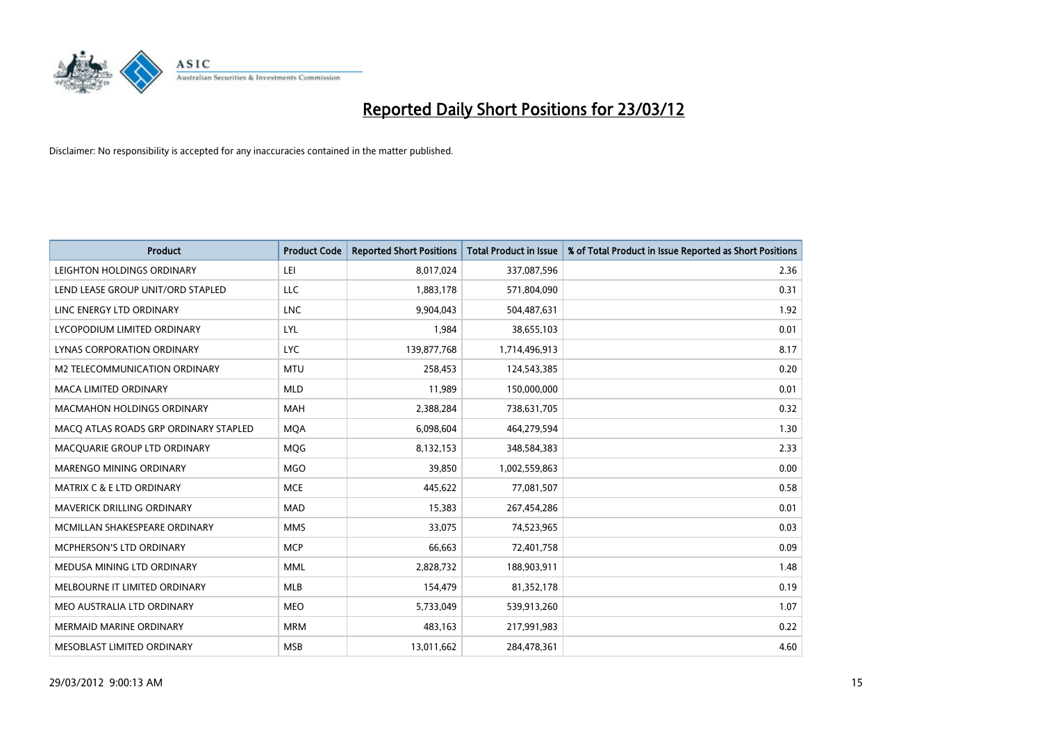# Reported Daily Short Positions for 23/03/12

Disclaimer: No responsibility is accepted for any inaccuracies contained in the matter published.

| Product | Product Code | Reported Short Positions | Total Product in Issue | % of Total Product in Issue Reported as Short Positions |
|---|---|---|---|---|
| LEIGHTON HOLDINGS ORDINARY | LEI | 8,017,024 | 337,087,596 | 2.36 |
| LEND LEASE GROUP UNIT/ORD STAPLED | LLC | 1,883,178 | 571,804,090 | 0.31 |
| LINC ENERGY LTD ORDINARY | LNC | 9,904,043 | 504,487,631 | 1.92 |
| LYCOPODIUM LIMITED ORDINARY | LYL | 1,984 | 38,655,103 | 0.01 |
| LYNAS CORPORATION ORDINARY | LYC | 139,877,768 | 1,714,496,913 | 8.17 |
| M2 TELECOMMUNICATION ORDINARY | MTU | 258,453 | 124,543,385 | 0.20 |
| MACA LIMITED ORDINARY | MLD | 11,989 | 150,000,000 | 0.01 |
| MACMAHON HOLDINGS ORDINARY | MAH | 2,388,284 | 738,631,705 | 0.32 |
| MACQ ATLAS ROADS GRP ORDINARY STAPLED | MQA | 6,098,604 | 464,279,594 | 1.30 |
| MACQUARIE GROUP LTD ORDINARY | MQG | 8,132,153 | 348,584,383 | 2.33 |
| MARENGO MINING ORDINARY | MGO | 39,850 | 1,002,559,863 | 0.00 |
| MATRIX C & E LTD ORDINARY | MCE | 445,622 | 77,081,507 | 0.58 |
| MAVERICK DRILLING ORDINARY | MAD | 15,383 | 267,454,286 | 0.01 |
| MCMILLAN SHAKESPEARE ORDINARY | MMS | 33,075 | 74,523,965 | 0.03 |
| MCPHERSON'S LTD ORDINARY | MCP | 66,663 | 72,401,758 | 0.09 |
| MEDUSA MINING LTD ORDINARY | MML | 2,828,732 | 188,903,911 | 1.48 |
| MELBOURNE IT LIMITED ORDINARY | MLB | 154,479 | 81,352,178 | 0.19 |
| MEO AUSTRALIA LTD ORDINARY | MEO | 5,733,049 | 539,913,260 | 1.07 |
| MERMAID MARINE ORDINARY | MRM | 483,163 | 217,991,983 | 0.22 |
| MESOBLAST LIMITED ORDINARY | MSB | 13,011,662 | 284,478,361 | 4.60 |

29/03/2012 9:00:13 AM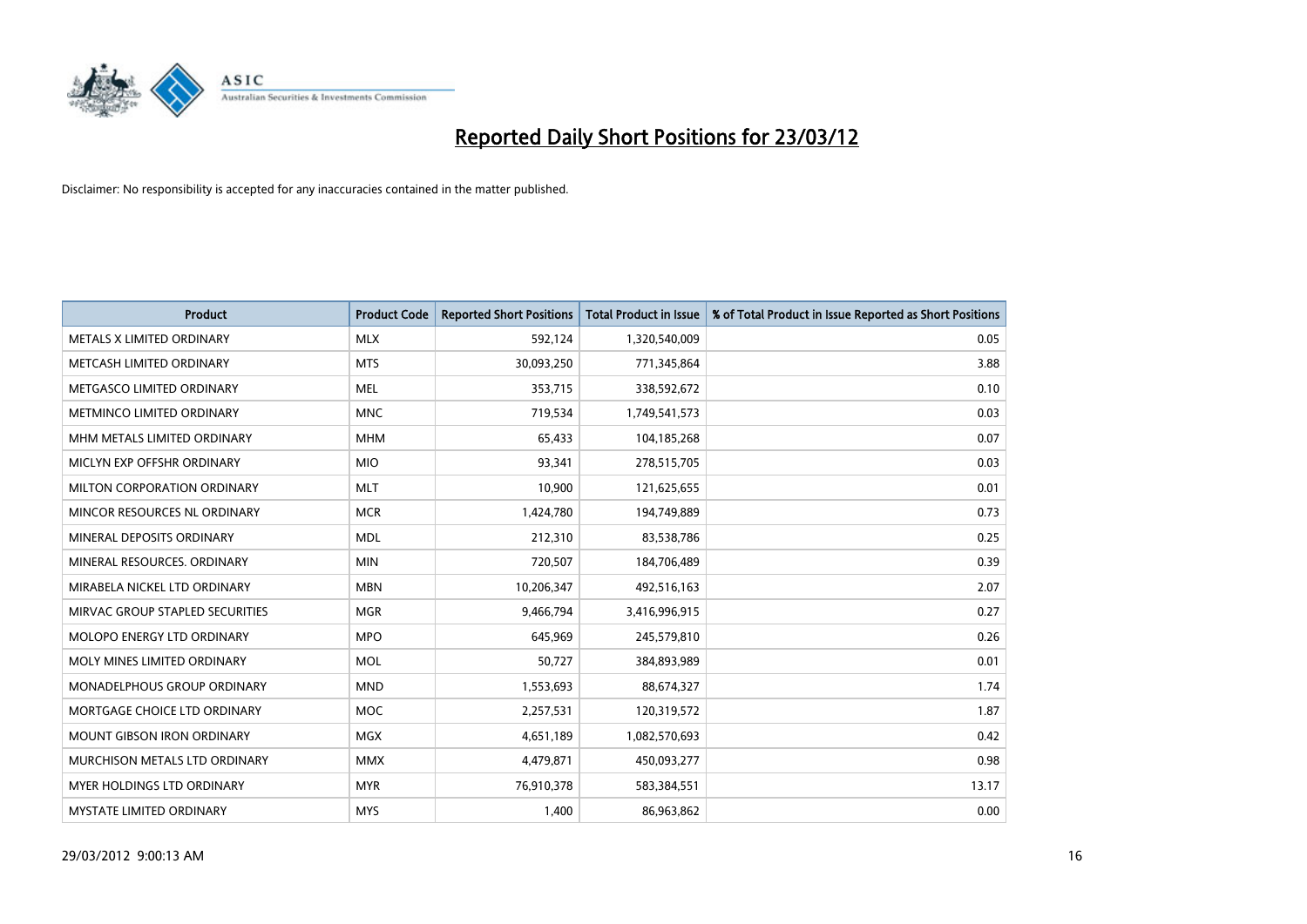# Reported Daily Short Positions for 23/03/12

Disclaimer: No responsibility is accepted for any inaccuracies contained in the matter published.

| Product | Product Code | Reported Short Positions | Total Product in Issue | % of Total Product in Issue Reported as Short Positions |
|---|---|---|---|---|
| METALS X LIMITED ORDINARY | MLX | 592,124 | 1,320,540,009 | 0.05 |
| METCASH LIMITED ORDINARY | MTS | 30,093,250 | 771,345,864 | 3.88 |
| METGASCO LIMITED ORDINARY | MEL | 353,715 | 338,592,672 | 0.10 |
| METMINCO LIMITED ORDINARY | MNC | 719,534 | 1,749,541,573 | 0.03 |
| MHM METALS LIMITED ORDINARY | MHM | 65,433 | 104,185,268 | 0.07 |
| MICLYN EXP OFFSHR ORDINARY | MIO | 93,341 | 278,515,705 | 0.03 |
| MILTON CORPORATION ORDINARY | MLT | 10,900 | 121,625,655 | 0.01 |
| MINCOR RESOURCES NL ORDINARY | MCR | 1,424,780 | 194,749,889 | 0.73 |
| MINERAL DEPOSITS ORDINARY | MDL | 212,310 | 83,538,786 | 0.25 |
| MINERAL RESOURCES. ORDINARY | MIN | 720,507 | 184,706,489 | 0.39 |
| MIRABELA NICKEL LTD ORDINARY | MBN | 10,206,347 | 492,516,163 | 2.07 |
| MIRVAC GROUP STAPLED SECURITIES | MGR | 9,466,794 | 3,416,996,915 | 0.27 |
| MOLOPO ENERGY LTD ORDINARY | MPO | 645,969 | 245,579,810 | 0.26 |
| MOLY MINES LIMITED ORDINARY | MOL | 50,727 | 384,893,989 | 0.01 |
| MONADELPHOUS GROUP ORDINARY | MND | 1,553,693 | 88,674,327 | 1.74 |
| MORTGAGE CHOICE LTD ORDINARY | MOC | 2,257,531 | 120,319,572 | 1.87 |
| MOUNT GIBSON IRON ORDINARY | MGX | 4,651,189 | 1,082,570,693 | 0.42 |
| MURCHISON METALS LTD ORDINARY | MMX | 4,479,871 | 450,093,277 | 0.98 |
| MYER HOLDINGS LTD ORDINARY | MYR | 76,910,378 | 583,384,551 | 13.17 |
| MYSTATE LIMITED ORDINARY | MYS | 1,400 | 86,963,862 | 0.00 |

29/03/2012 9:00:13 AM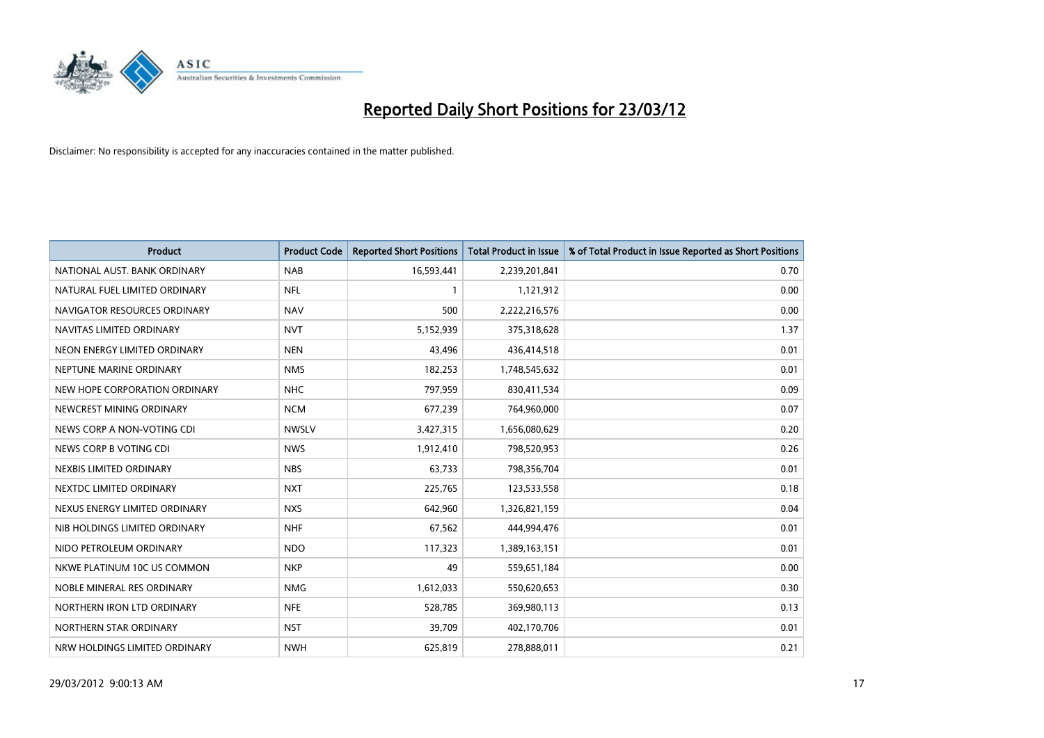# Reported Daily Short Positions for 23/03/12

Disclaimer: No responsibility is accepted for any inaccuracies contained in the matter published.

| Product | Product Code | Reported Short Positions | Total Product in Issue | % of Total Product in Issue Reported as Short Positions |
|---|---|---|---|---|
| NATIONAL AUST. BANK ORDINARY | NAB | 16,593,441 | 2,239,201,841 | 0.70 |
| NATURAL FUEL LIMITED ORDINARY | NFL | 1 | 1,121,912 | 0.00 |
| NAVIGATOR RESOURCES ORDINARY | NAV | 500 | 2,222,216,576 | 0.00 |
| NAVITAS LIMITED ORDINARY | NVT | 5,152,939 | 375,318,628 | 1.37 |
| NEON ENERGY LIMITED ORDINARY | NEN | 43,496 | 436,414,518 | 0.01 |
| NEPTUNE MARINE ORDINARY | NMS | 182,253 | 1,748,545,632 | 0.01 |
| NEW HOPE CORPORATION ORDINARY | NHC | 797,959 | 830,411,534 | 0.09 |
| NEWCREST MINING ORDINARY | NCM | 677,239 | 764,960,000 | 0.07 |
| NEWS CORP A NON-VOTING CDI | NWSLV | 3,427,315 | 1,656,080,629 | 0.20 |
| NEWS CORP B VOTING CDI | NWS | 1,912,410 | 798,520,953 | 0.26 |
| NEXBIS LIMITED ORDINARY | NBS | 63,733 | 798,356,704 | 0.01 |
| NEXTDC LIMITED ORDINARY | NXT | 225,765 | 123,533,558 | 0.18 |
| NEXUS ENERGY LIMITED ORDINARY | NXS | 642,960 | 1,326,821,159 | 0.04 |
| NIB HOLDINGS LIMITED ORDINARY | NHF | 67,562 | 444,994,476 | 0.01 |
| NIDO PETROLEUM ORDINARY | NDO | 117,323 | 1,389,163,151 | 0.01 |
| NKWE PLATINUM 10C US COMMON | NKP | 49 | 559,651,184 | 0.00 |
| NOBLE MINERAL RES ORDINARY | NMG | 1,612,033 | 550,620,653 | 0.30 |
| NORTHERN IRON LTD ORDINARY | NFE | 528,785 | 369,980,113 | 0.13 |
| NORTHERN STAR ORDINARY | NST | 39,709 | 402,170,706 | 0.01 |
| NRW HOLDINGS LIMITED ORDINARY | NWH | 625,819 | 278,888,011 | 0.21 |

29/03/2012 9:00:13 AM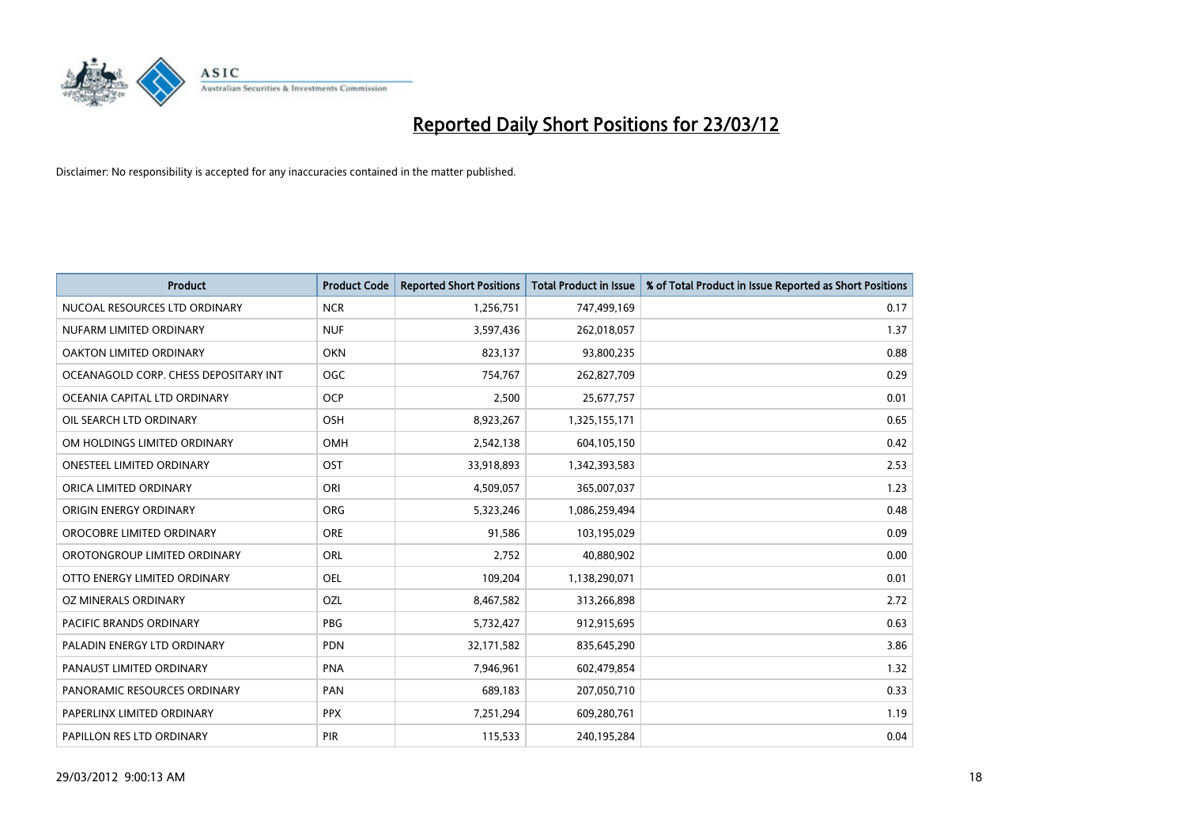# Reported Daily Short Positions for 23/03/12

Disclaimer: No responsibility is accepted for any inaccuracies contained in the matter published.

| Product | Product Code | Reported Short Positions | Total Product in Issue | % of Total Product in Issue Reported as Short Positions |
|---|---|---|---|---|
| NUCOAL RESOURCES LTD ORDINARY | NCR | 1,256,751 | 747,499,169 | 0.17 |
| NUFARM LIMITED ORDINARY | NUF | 3,597,436 | 262,018,057 | 1.37 |
| OAKTON LIMITED ORDINARY | OKN | 823,137 | 93,800,235 | 0.88 |
| OCEANAGOLD CORP. CHESS DEPOSITARY INT | OGC | 754,767 | 262,827,709 | 0.29 |
| OCEANIA CAPITAL LTD ORDINARY | OCP | 2,500 | 25,677,757 | 0.01 |
| OIL SEARCH LTD ORDINARY | OSH | 8,923,267 | 1,325,155,171 | 0.65 |
| OM HOLDINGS LIMITED ORDINARY | OMH | 2,542,138 | 604,105,150 | 0.42 |
| ONESTEEL LIMITED ORDINARY | OST | 33,918,893 | 1,342,393,583 | 2.53 |
| ORICA LIMITED ORDINARY | ORI | 4,509,057 | 365,007,037 | 1.23 |
| ORIGIN ENERGY ORDINARY | ORG | 5,323,246 | 1,086,259,494 | 0.48 |
| OROCOBRE LIMITED ORDINARY | ORE | 91,586 | 103,195,029 | 0.09 |
| OROTONGROUP LIMITED ORDINARY | ORL | 2,752 | 40,880,902 | 0.00 |
| OTTO ENERGY LIMITED ORDINARY | OEL | 109,204 | 1,138,290,071 | 0.01 |
| OZ MINERALS ORDINARY | OZL | 8,467,582 | 313,266,898 | 2.72 |
| PACIFIC BRANDS ORDINARY | PBG | 5,732,427 | 912,915,695 | 0.63 |
| PALADIN ENERGY LTD ORDINARY | PDN | 32,171,582 | 835,645,290 | 3.86 |
| PANAUST LIMITED ORDINARY | PNA | 7,946,961 | 602,479,854 | 1.32 |
| PANORAMIC RESOURCES ORDINARY | PAN | 689,183 | 207,050,710 | 0.33 |
| PAPERLINX LIMITED ORDINARY | PPX | 7,251,294 | 609,280,761 | 1.19 |
| PAPILLON RES LTD ORDINARY | PIR | 115,533 | 240,195,284 | 0.04 |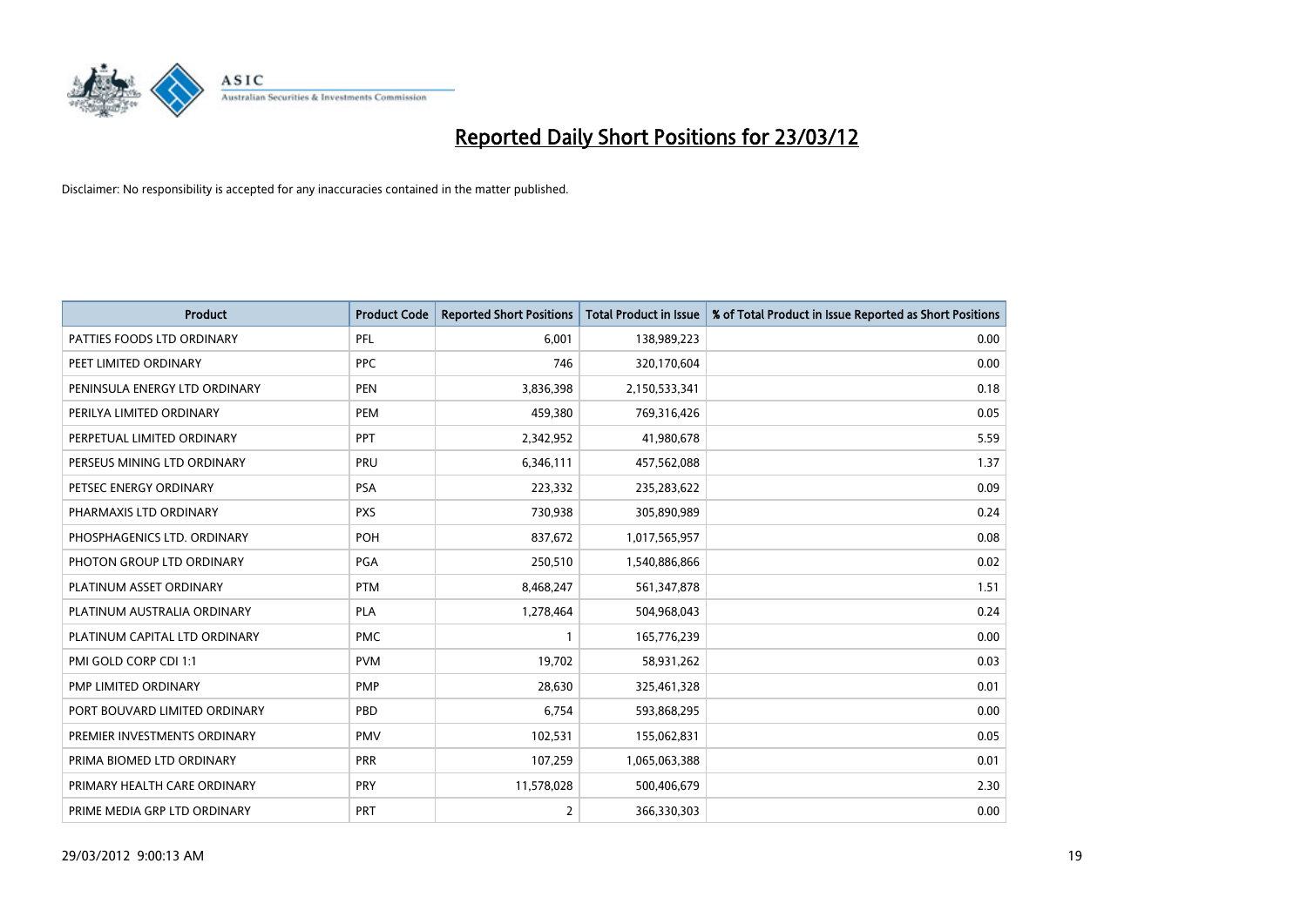# Reported Daily Short Positions for 23/03/12

Disclaimer: No responsibility is accepted for any inaccuracies contained in the matter published.

| Product | Product Code | Reported Short Positions | Total Product in Issue | % of Total Product in Issue Reported as Short Positions |
|---|---|---|---|---|
| PATTIES FOODS LTD ORDINARY | PFL | 6,001 | 138,989,223 | 0.00 |
| PEET LIMITED ORDINARY | PPC | 746 | 320,170,604 | 0.00 |
| PENINSULA ENERGY LTD ORDINARY | PEN | 3,836,398 | 2,150,533,341 | 0.18 |
| PERILYA LIMITED ORDINARY | PEM | 459,380 | 769,316,426 | 0.05 |
| PERPETUAL LIMITED ORDINARY | PPT | 2,342,952 | 41,980,678 | 5.59 |
| PERSEUS MINING LTD ORDINARY | PRU | 6,346,111 | 457,562,088 | 1.37 |
| PETSEC ENERGY ORDINARY | PSA | 223,332 | 235,283,622 | 0.09 |
| PHARMAXIS LTD ORDINARY | PXS | 730,938 | 305,890,989 | 0.24 |
| PHOSPHAGENICS LTD. ORDINARY | POH | 837,672 | 1,017,565,957 | 0.08 |
| PHOTON GROUP LTD ORDINARY | PGA | 250,510 | 1,540,886,866 | 0.02 |
| PLATINUM ASSET ORDINARY | PTM | 8,468,247 | 561,347,878 | 1.51 |
| PLATINUM AUSTRALIA ORDINARY | PLA | 1,278,464 | 504,968,043 | 0.24 |
| PLATINUM CAPITAL LTD ORDINARY | PMC | 1 | 165,776,239 | 0.00 |
| PMI GOLD CORP CDI 1:1 | PVM | 19,702 | 58,931,262 | 0.03 |
| PMP LIMITED ORDINARY | PMP | 28,630 | 325,461,328 | 0.01 |
| PORT BOUVARD LIMITED ORDINARY | PBD | 6,754 | 593,868,295 | 0.00 |
| PREMIER INVESTMENTS ORDINARY | PMV | 102,531 | 155,062,831 | 0.05 |
| PRIMA BIOMED LTD ORDINARY | PRR | 107,259 | 1,065,063,388 | 0.01 |
| PRIMARY HEALTH CARE ORDINARY | PRY | 11,578,028 | 500,406,679 | 2.30 |
| PRIME MEDIA GRP LTD ORDINARY | PRT | 2 | 366,330,303 | 0.00 |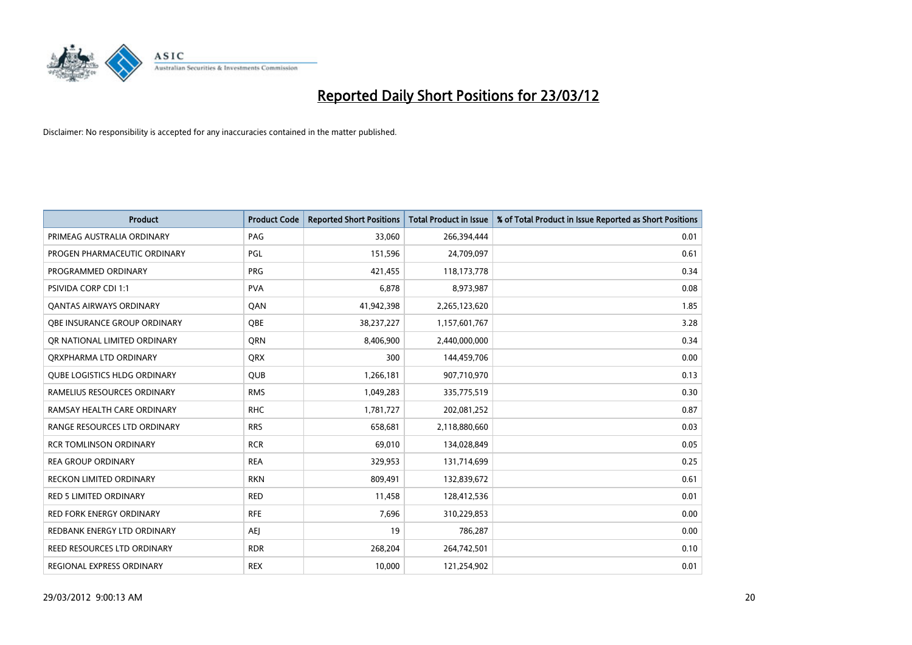# Reported Daily Short Positions for 23/03/12

Disclaimer: No responsibility is accepted for any inaccuracies contained in the matter published.

| Product | Product Code | Reported Short Positions | Total Product in Issue | % of Total Product in Issue Reported as Short Positions |
|---|---|---|---|---|
| PRIMEAG AUSTRALIA ORDINARY | PAG | 33,060 | 266,394,444 | 0.01 |
| PROGEN PHARMACEUTIC ORDINARY | PGL | 151,596 | 24,709,097 | 0.61 |
| PROGRAMMED ORDINARY | PRG | 421,455 | 118,173,778 | 0.34 |
| PSIVIDA CORP CDI 1:1 | PVA | 6,878 | 8,973,987 | 0.08 |
| QANTAS AIRWAYS ORDINARY | QAN | 41,942,398 | 2,265,123,620 | 1.85 |
| QBE INSURANCE GROUP ORDINARY | QBE | 38,237,227 | 1,157,601,767 | 3.28 |
| QR NATIONAL LIMITED ORDINARY | QRN | 8,406,900 | 2,440,000,000 | 0.34 |
| QRXPHARMA LTD ORDINARY | QRX | 300 | 144,459,706 | 0.00 |
| QUBE LOGISTICS HLDG ORDINARY | QUB | 1,266,181 | 907,710,970 | 0.13 |
| RAMELIUS RESOURCES ORDINARY | RMS | 1,049,283 | 335,775,519 | 0.30 |
| RAMSAY HEALTH CARE ORDINARY | RHC | 1,781,727 | 202,081,252 | 0.87 |
| RANGE RESOURCES LTD ORDINARY | RRS | 658,681 | 2,118,880,660 | 0.03 |
| RCR TOMLINSON ORDINARY | RCR | 69,010 | 134,028,849 | 0.05 |
| REA GROUP ORDINARY | REA | 329,953 | 131,714,699 | 0.25 |
| RECKON LIMITED ORDINARY | RKN | 809,491 | 132,839,672 | 0.61 |
| RED 5 LIMITED ORDINARY | RED | 11,458 | 128,412,536 | 0.01 |
| RED FORK ENERGY ORDINARY | RFE | 7,696 | 310,229,853 | 0.00 |
| REDBANK ENERGY LTD ORDINARY | AEJ | 19 | 786,287 | 0.00 |
| REED RESOURCES LTD ORDINARY | RDR | 268,204 | 264,742,501 | 0.10 |
| REGIONAL EXPRESS ORDINARY | REX | 10,000 | 121,254,902 | 0.01 |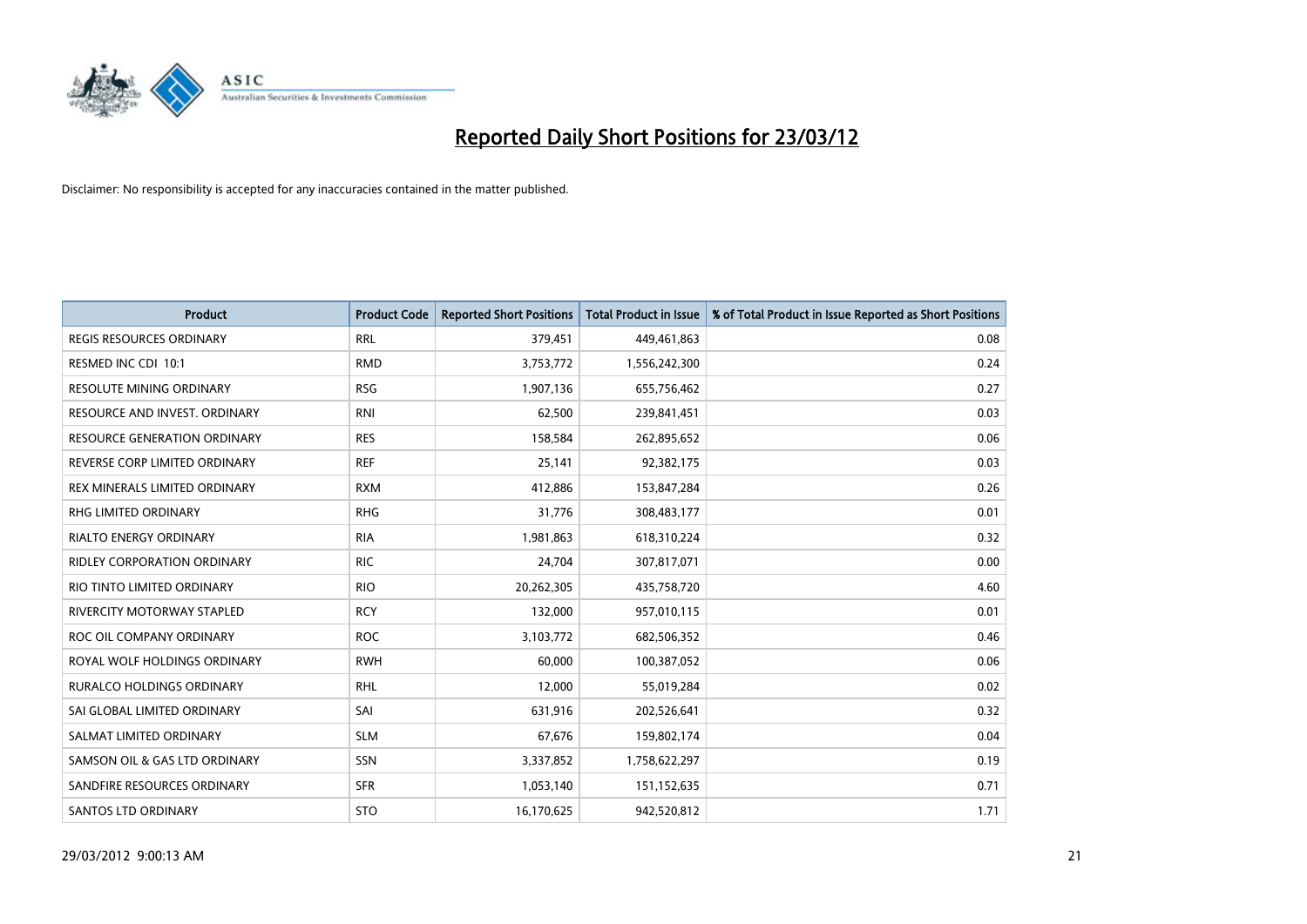# Reported Daily Short Positions for 23/03/12

Disclaimer: No responsibility is accepted for any inaccuracies contained in the matter published.

| Product | Product Code | Reported Short Positions | Total Product in Issue | % of Total Product in Issue Reported as Short Positions |
|---|---|---|---|---|
| REGIS RESOURCES ORDINARY | RRL | 379,451 | 449,461,863 | 0.08 |
| RESMED INC CDI 10:1 | RMD | 3,753,772 | 1,556,242,300 | 0.24 |
| RESOLUTE MINING ORDINARY | RSG | 1,907,136 | 655,756,462 | 0.27 |
| RESOURCE AND INVEST. ORDINARY | RNI | 62,500 | 239,841,451 | 0.03 |
| RESOURCE GENERATION ORDINARY | RES | 158,584 | 262,895,652 | 0.06 |
| REVERSE CORP LIMITED ORDINARY | REF | 25,141 | 92,382,175 | 0.03 |
| REX MINERALS LIMITED ORDINARY | RXM | 412,886 | 153,847,284 | 0.26 |
| RHG LIMITED ORDINARY | RHG | 31,776 | 308,483,177 | 0.01 |
| RIALTO ENERGY ORDINARY | RIA | 1,981,863 | 618,310,224 | 0.32 |
| RIDLEY CORPORATION ORDINARY | RIC | 24,704 | 307,817,071 | 0.00 |
| RIO TINTO LIMITED ORDINARY | RIO | 20,262,305 | 435,758,720 | 4.60 |
| RIVERCITY MOTORWAY STAPLED | RCY | 132,000 | 957,010,115 | 0.01 |
| ROC OIL COMPANY ORDINARY | ROC | 3,103,772 | 682,506,352 | 0.46 |
| ROYAL WOLF HOLDINGS ORDINARY | RWH | 60,000 | 100,387,052 | 0.06 |
| RURALCO HOLDINGS ORDINARY | RHL | 12,000 | 55,019,284 | 0.02 |
| SAI GLOBAL LIMITED ORDINARY | SAI | 631,916 | 202,526,641 | 0.32 |
| SALMAT LIMITED ORDINARY | SLM | 67,676 | 159,802,174 | 0.04 |
| SAMSON OIL & GAS LTD ORDINARY | SSN | 3,337,852 | 1,758,622,297 | 0.19 |
| SANDFIRE RESOURCES ORDINARY | SFR | 1,053,140 | 151,152,635 | 0.71 |
| SANTOS LTD ORDINARY | STO | 16,170,625 | 942,520,812 | 1.71 |

29/03/2012 9:00:13 AM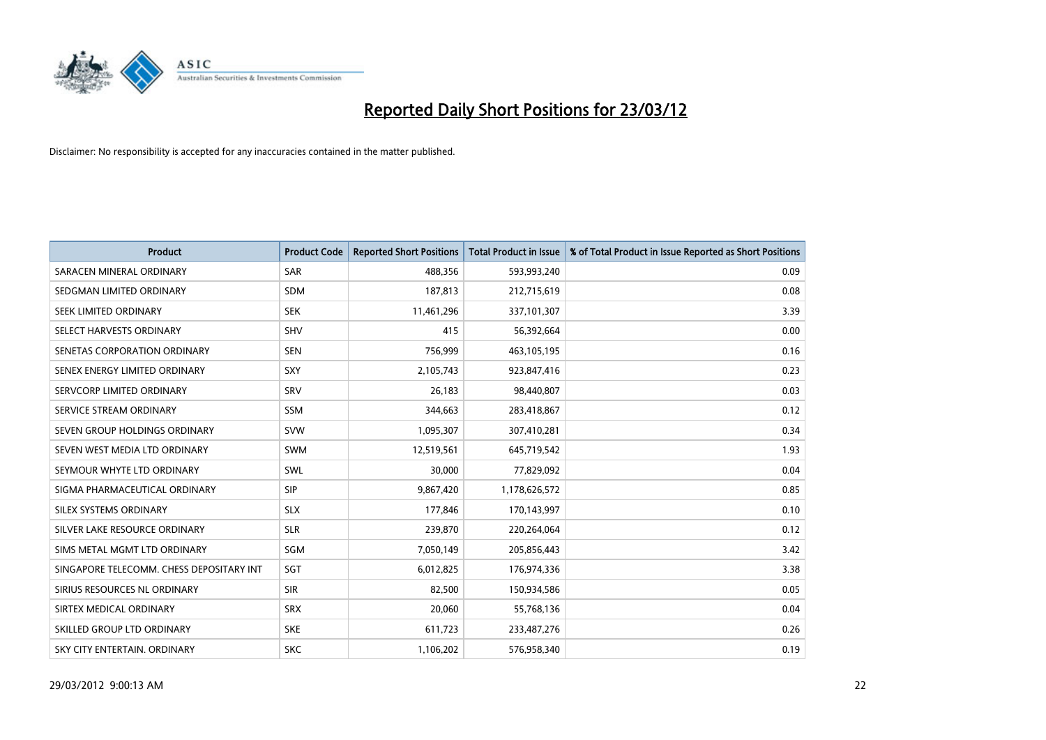# Reported Daily Short Positions for 23/03/12

Disclaimer: No responsibility is accepted for any inaccuracies contained in the matter published.

| Product | Product Code | Reported Short Positions | Total Product in Issue | % of Total Product in Issue Reported as Short Positions |
|---|---|---|---|---|
| SARACEN MINERAL ORDINARY | SAR | 488,356 | 593,993,240 | 0.09 |
| SEDGMAN LIMITED ORDINARY | SDM | 187,813 | 212,715,619 | 0.08 |
| SEEK LIMITED ORDINARY | SEK | 11,461,296 | 337,101,307 | 3.39 |
| SELECT HARVESTS ORDINARY | SHV | 415 | 56,392,664 | 0.00 |
| SENETAS CORPORATION ORDINARY | SEN | 756,999 | 463,105,195 | 0.16 |
| SENEX ENERGY LIMITED ORDINARY | SXY | 2,105,743 | 923,847,416 | 0.23 |
| SERVCORP LIMITED ORDINARY | SRV | 26,183 | 98,440,807 | 0.03 |
| SERVICE STREAM ORDINARY | SSM | 344,663 | 283,418,867 | 0.12 |
| SEVEN GROUP HOLDINGS ORDINARY | SVW | 1,095,307 | 307,410,281 | 0.34 |
| SEVEN WEST MEDIA LTD ORDINARY | SWM | 12,519,561 | 645,719,542 | 1.93 |
| SEYMOUR WHYTE LTD ORDINARY | SWL | 30,000 | 77,829,092 | 0.04 |
| SIGMA PHARMACEUTICAL ORDINARY | SIP | 9,867,420 | 1,178,626,572 | 0.85 |
| SILEX SYSTEMS ORDINARY | SLX | 177,846 | 170,143,997 | 0.10 |
| SILVER LAKE RESOURCE ORDINARY | SLR | 239,870 | 220,264,064 | 0.12 |
| SIMS METAL MGMT LTD ORDINARY | SGM | 7,050,149 | 205,856,443 | 3.42 |
| SINGAPORE TELECOMM. CHESS DEPOSITARY INT | SGT | 6,012,825 | 176,974,336 | 3.38 |
| SIRIUS RESOURCES NL ORDINARY | SIR | 82,500 | 150,934,586 | 0.05 |
| SIRTEX MEDICAL ORDINARY | SRX | 20,060 | 55,768,136 | 0.04 |
| SKILLED GROUP LTD ORDINARY | SKE | 611,723 | 233,487,276 | 0.26 |
| SKY CITY ENTERTAIN. ORDINARY | SKC | 1,106,202 | 576,958,340 | 0.19 |

29/03/2012 9:00:13 AM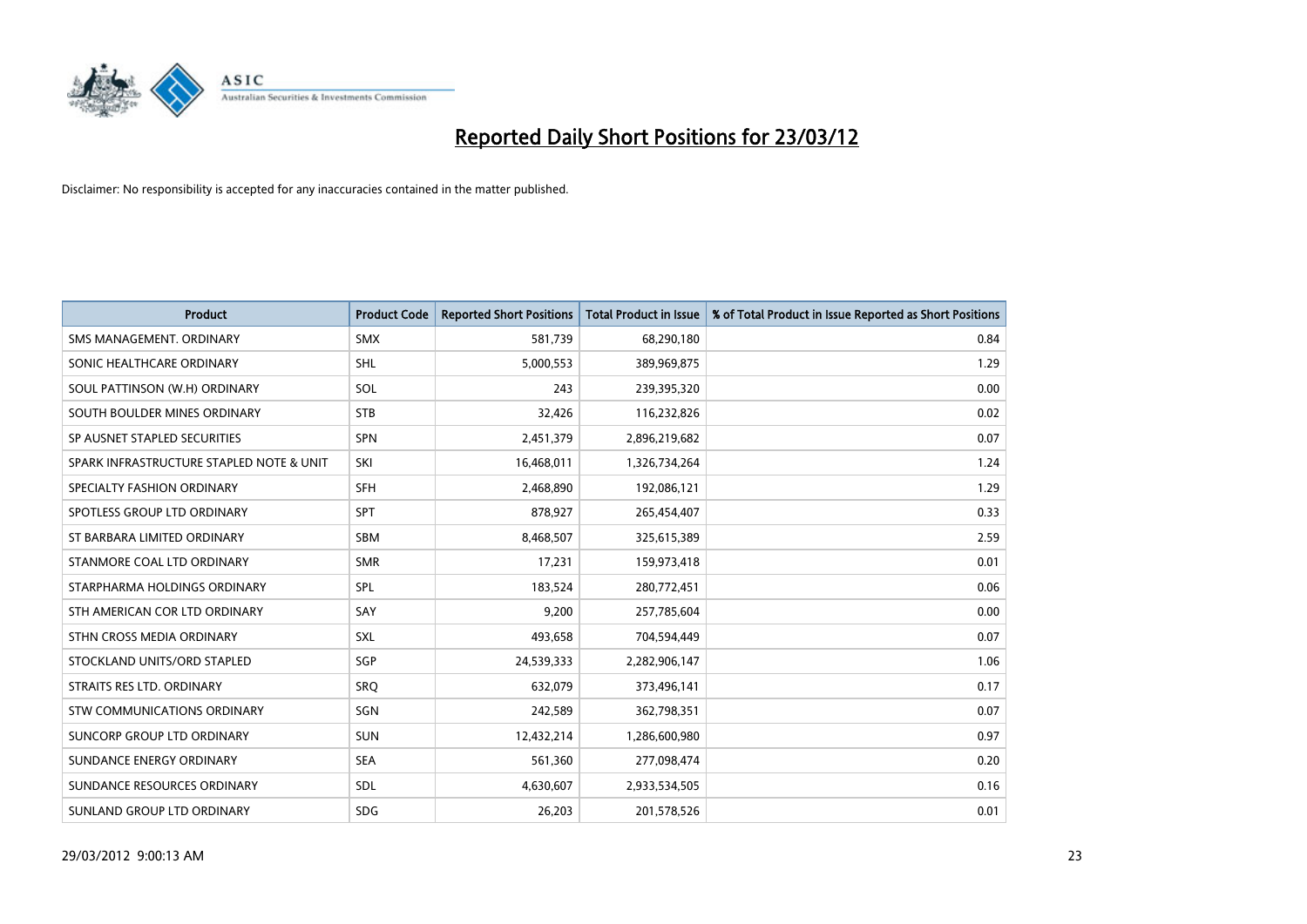# Reported Daily Short Positions for 23/03/12

Disclaimer: No responsibility is accepted for any inaccuracies contained in the matter published.

| Product | Product Code | Reported Short Positions | Total Product in Issue | % of Total Product in Issue Reported as Short Positions |
|---|---|---|---|---|
| SMS MANAGEMENT. ORDINARY | SMX | 581,739 | 68,290,180 | 0.84 |
| SONIC HEALTHCARE ORDINARY | SHL | 5,000,553 | 389,969,875 | 1.29 |
| SOUL PATTINSON (W.H) ORDINARY | SOL | 243 | 239,395,320 | 0.00 |
| SOUTH BOULDER MINES ORDINARY | STB | 32,426 | 116,232,826 | 0.02 |
| SP AUSNET STAPLED SECURITIES | SPN | 2,451,379 | 2,896,219,682 | 0.07 |
| SPARK INFRASTRUCTURE STAPLED NOTE & UNIT | SKI | 16,468,011 | 1,326,734,264 | 1.24 |
| SPECIALTY FASHION ORDINARY | SFH | 2,468,890 | 192,086,121 | 1.29 |
| SPOTLESS GROUP LTD ORDINARY | SPT | 878,927 | 265,454,407 | 0.33 |
| ST BARBARA LIMITED ORDINARY | SBM | 8,468,507 | 325,615,389 | 2.59 |
| STANMORE COAL LTD ORDINARY | SMR | 17,231 | 159,973,418 | 0.01 |
| STARPHARMA HOLDINGS ORDINARY | SPL | 183,524 | 280,772,451 | 0.06 |
| STH AMERICAN COR LTD ORDINARY | SAY | 9,200 | 257,785,604 | 0.00 |
| STHN CROSS MEDIA ORDINARY | SXL | 493,658 | 704,594,449 | 0.07 |
| STOCKLAND UNITS/ORD STAPLED | SGP | 24,539,333 | 2,282,906,147 | 1.06 |
| STRAITS RES LTD. ORDINARY | SRQ | 632,079 | 373,496,141 | 0.17 |
| STW COMMUNICATIONS ORDINARY | SGN | 242,589 | 362,798,351 | 0.07 |
| SUNCORP GROUP LTD ORDINARY | SUN | 12,432,214 | 1,286,600,980 | 0.97 |
| SUNDANCE ENERGY ORDINARY | SEA | 561,360 | 277,098,474 | 0.20 |
| SUNDANCE RESOURCES ORDINARY | SDL | 4,630,607 | 2,933,534,505 | 0.16 |
| SUNLAND GROUP LTD ORDINARY | SDG | 26,203 | 201,578,526 | 0.01 |

29/03/2012 9:00:13 AM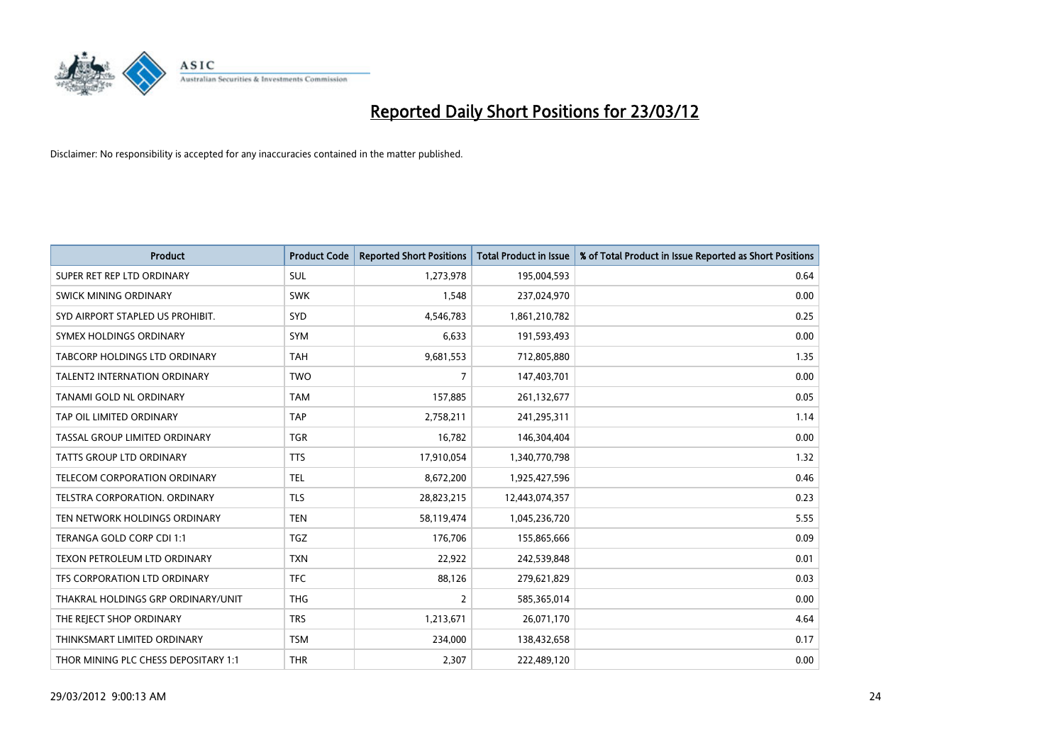# Reported Daily Short Positions for 23/03/12

Disclaimer: No responsibility is accepted for any inaccuracies contained in the matter published.

| Product | Product Code | Reported Short Positions | Total Product in Issue | % of Total Product in Issue Reported as Short Positions |
|---|---|---|---|---|
| SUPER RET REP LTD ORDINARY | SUL | 1,273,978 | 195,004,593 | 0.64 |
| SWICK MINING ORDINARY | SWK | 1,548 | 237,024,970 | 0.00 |
| SYD AIRPORT STAPLED US PROHIBIT. | SYD | 4,546,783 | 1,861,210,782 | 0.25 |
| SYMEX HOLDINGS ORDINARY | SYM | 6,633 | 191,593,493 | 0.00 |
| TABCORP HOLDINGS LTD ORDINARY | TAH | 9,681,553 | 712,805,880 | 1.35 |
| TALENT2 INTERNATION ORDINARY | TWO | 7 | 147,403,701 | 0.00 |
| TANAMI GOLD NL ORDINARY | TAM | 157,885 | 261,132,677 | 0.05 |
| TAP OIL LIMITED ORDINARY | TAP | 2,758,211 | 241,295,311 | 1.14 |
| TASSAL GROUP LIMITED ORDINARY | TGR | 16,782 | 146,304,404 | 0.00 |
| TATTS GROUP LTD ORDINARY | TTS | 17,910,054 | 1,340,770,798 | 1.32 |
| TELECOM CORPORATION ORDINARY | TEL | 8,672,200 | 1,925,427,596 | 0.46 |
| TELSTRA CORPORATION. ORDINARY | TLS | 28,823,215 | 12,443,074,357 | 0.23 |
| TEN NETWORK HOLDINGS ORDINARY | TEN | 58,119,474 | 1,045,236,720 | 5.55 |
| TERANGA GOLD CORP CDI 1:1 | TGZ | 176,706 | 155,865,666 | 0.09 |
| TEXON PETROLEUM LTD ORDINARY | TXN | 22,922 | 242,539,848 | 0.01 |
| TFS CORPORATION LTD ORDINARY | TFC | 88,126 | 279,621,829 | 0.03 |
| THAKRAL HOLDINGS GRP ORDINARY/UNIT | THG | 2 | 585,365,014 | 0.00 |
| THE REJECT SHOP ORDINARY | TRS | 1,213,671 | 26,071,170 | 4.64 |
| THINKSMART LIMITED ORDINARY | TSM | 234,000 | 138,432,658 | 0.17 |
| THOR MINING PLC CHESS DEPOSITARY 1:1 | THR | 2,307 | 222,489,120 | 0.00 |

29/03/2012 9:00:13 AM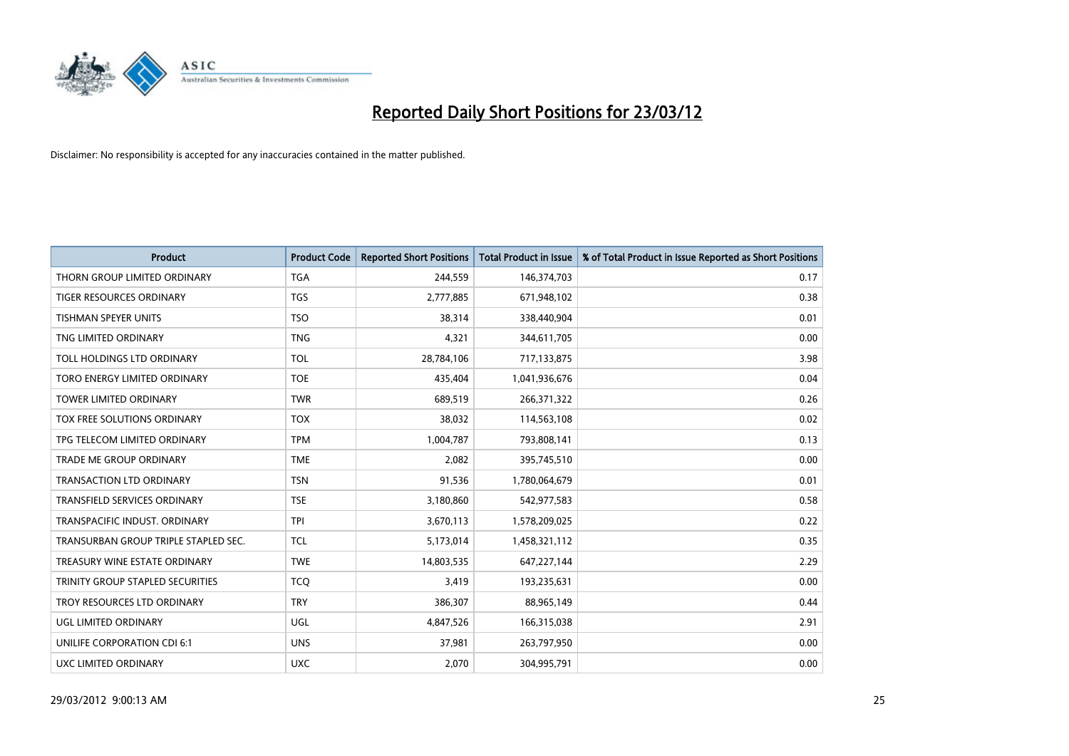# Reported Daily Short Positions for 23/03/12

Disclaimer: No responsibility is accepted for any inaccuracies contained in the matter published.

| Product | Product Code | Reported Short Positions | Total Product in Issue | % of Total Product in Issue Reported as Short Positions |
|---|---|---|---|---|
| THORN GROUP LIMITED ORDINARY | TGA | 244,559 | 146,374,703 | 0.17 |
| TIGER RESOURCES ORDINARY | TGS | 2,777,885 | 671,948,102 | 0.38 |
| TISHMAN SPEYER UNITS | TSO | 38,314 | 338,440,904 | 0.01 |
| TNG LIMITED ORDINARY | TNG | 4,321 | 344,611,705 | 0.00 |
| TOLL HOLDINGS LTD ORDINARY | TOL | 28,784,106 | 717,133,875 | 3.98 |
| TORO ENERGY LIMITED ORDINARY | TOE | 435,404 | 1,041,936,676 | 0.04 |
| TOWER LIMITED ORDINARY | TWR | 689,519 | 266,371,322 | 0.26 |
| TOX FREE SOLUTIONS ORDINARY | TOX | 38,032 | 114,563,108 | 0.02 |
| TPG TELECOM LIMITED ORDINARY | TPM | 1,004,787 | 793,808,141 | 0.13 |
| TRADE ME GROUP ORDINARY | TME | 2,082 | 395,745,510 | 0.00 |
| TRANSACTION LTD ORDINARY | TSN | 91,536 | 1,780,064,679 | 0.01 |
| TRANSFIELD SERVICES ORDINARY | TSE | 3,180,860 | 542,977,583 | 0.58 |
| TRANSPACIFIC INDUST. ORDINARY | TPI | 3,670,113 | 1,578,209,025 | 0.22 |
| TRANSURBAN GROUP TRIPLE STAPLED SEC. | TCL | 5,173,014 | 1,458,321,112 | 0.35 |
| TREASURY WINE ESTATE ORDINARY | TWE | 14,803,535 | 647,227,144 | 2.29 |
| TRINITY GROUP STAPLED SECURITIES | TCQ | 3,419 | 193,235,631 | 0.00 |
| TROY RESOURCES LTD ORDINARY | TRY | 386,307 | 88,965,149 | 0.44 |
| UGL LIMITED ORDINARY | UGL | 4,847,526 | 166,315,038 | 2.91 |
| UNILIFE CORPORATION CDI 6:1 | UNS | 37,981 | 263,797,950 | 0.00 |
| UXC LIMITED ORDINARY | UXC | 2,070 | 304,995,791 | 0.00 |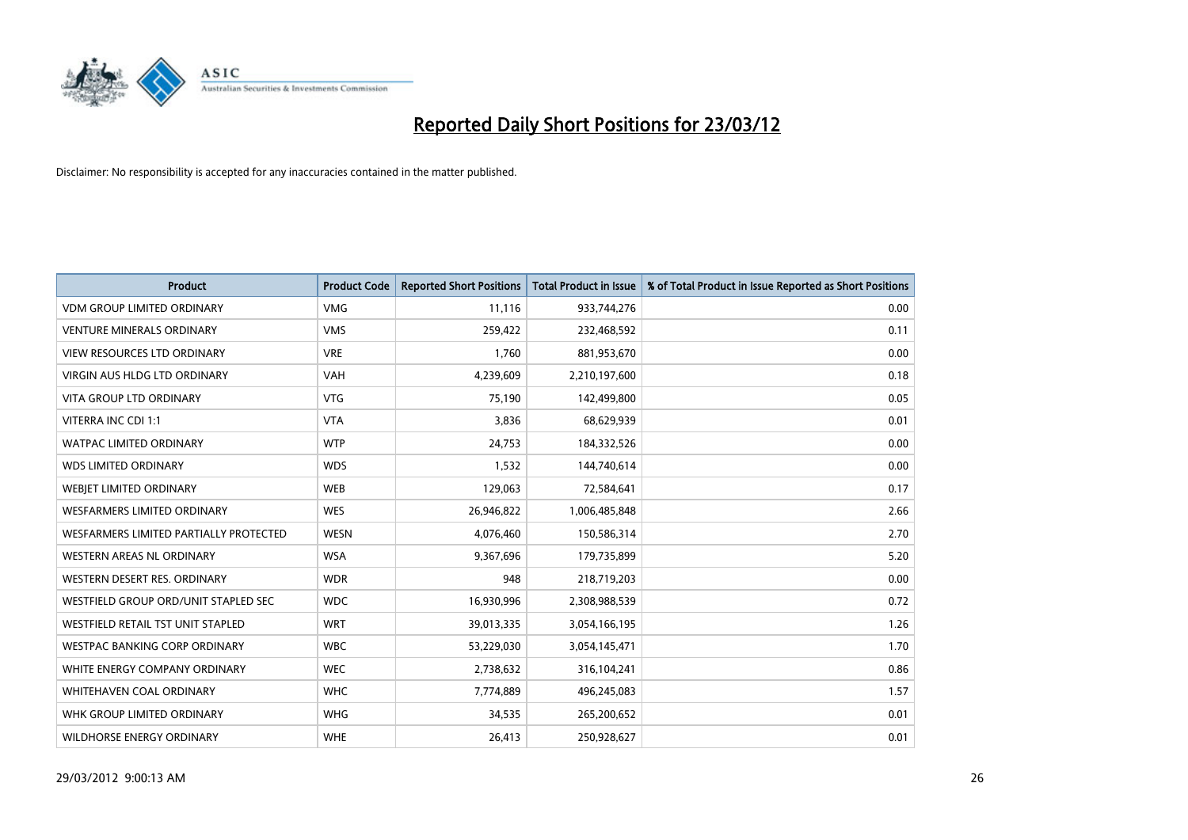# Reported Daily Short Positions for 23/03/12

Disclaimer: No responsibility is accepted for any inaccuracies contained in the matter published.

| Product | Product Code | Reported Short Positions | Total Product in Issue | % of Total Product in Issue Reported as Short Positions |
|---|---|---|---|---|
| VDM GROUP LIMITED ORDINARY | VMG | 11,116 | 933,744,276 | 0.00 |
| VENTURE MINERALS ORDINARY | VMS | 259,422 | 232,468,592 | 0.11 |
| VIEW RESOURCES LTD ORDINARY | VRE | 1,760 | 881,953,670 | 0.00 |
| VIRGIN AUS HLDG LTD ORDINARY | VAH | 4,239,609 | 2,210,197,600 | 0.18 |
| VITA GROUP LTD ORDINARY | VTG | 75,190 | 142,499,800 | 0.05 |
| VITERRA INC CDI 1:1 | VTA | 3,836 | 68,629,939 | 0.01 |
| WATPAC LIMITED ORDINARY | WTP | 24,753 | 184,332,526 | 0.00 |
| WDS LIMITED ORDINARY | WDS | 1,532 | 144,740,614 | 0.00 |
| WEBJET LIMITED ORDINARY | WEB | 129,063 | 72,584,641 | 0.17 |
| WESFARMERS LIMITED ORDINARY | WES | 26,946,822 | 1,006,485,848 | 2.66 |
| WESFARMERS LIMITED PARTIALLY PROTECTED | WESN | 4,076,460 | 150,586,314 | 2.70 |
| WESTERN AREAS NL ORDINARY | WSA | 9,367,696 | 179,735,899 | 5.20 |
| WESTERN DESERT RES. ORDINARY | WDR | 948 | 218,719,203 | 0.00 |
| WESTFIELD GROUP ORD/UNIT STAPLED SEC | WDC | 16,930,996 | 2,308,988,539 | 0.72 |
| WESTFIELD RETAIL TST UNIT STAPLED | WRT | 39,013,335 | 3,054,166,195 | 1.26 |
| WESTPAC BANKING CORP ORDINARY | WBC | 53,229,030 | 3,054,145,471 | 1.70 |
| WHITE ENERGY COMPANY ORDINARY | WEC | 2,738,632 | 316,104,241 | 0.86 |
| WHITEHAVEN COAL ORDINARY | WHC | 7,774,889 | 496,245,083 | 1.57 |
| WHK GROUP LIMITED ORDINARY | WHG | 34,535 | 265,200,652 | 0.01 |
| WILDHORSE ENERGY ORDINARY | WHE | 26,413 | 250,928,627 | 0.01 |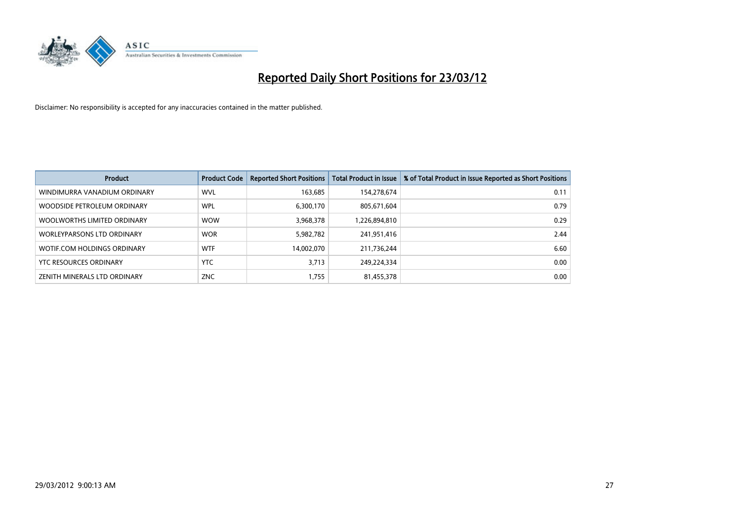# Reported Daily Short Positions for 23/03/12

Disclaimer: No responsibility is accepted for any inaccuracies contained in the matter published.

| Product | Product Code | Reported Short Positions | Total Product in Issue | % of Total Product in Issue Reported as Short Positions |
|---|---|---|---|---|
| WINDIMURRA VANADIUM ORDINARY | WVL | 163,685 | 154,278,674 | 0.11 |
| WOODSIDE PETROLEUM ORDINARY | WPL | 6,300,170 | 805,671,604 | 0.79 |
| WOOLWORTHS LIMITED ORDINARY | WOW | 3,968,378 | 1,226,894,810 | 0.29 |
| WORLEYPARSONS LTD ORDINARY | WOR | 5,982,782 | 241,951,416 | 2.44 |
| WOTIF.COM HOLDINGS ORDINARY | WTF | 14,002,070 | 211,736,244 | 6.60 |
| YTC RESOURCES ORDINARY | YTC | 3,713 | 249,224,334 | 0.00 |
| ZENITH MINERALS LTD ORDINARY | ZNC | 1,755 | 81,455,378 | 0.00 |